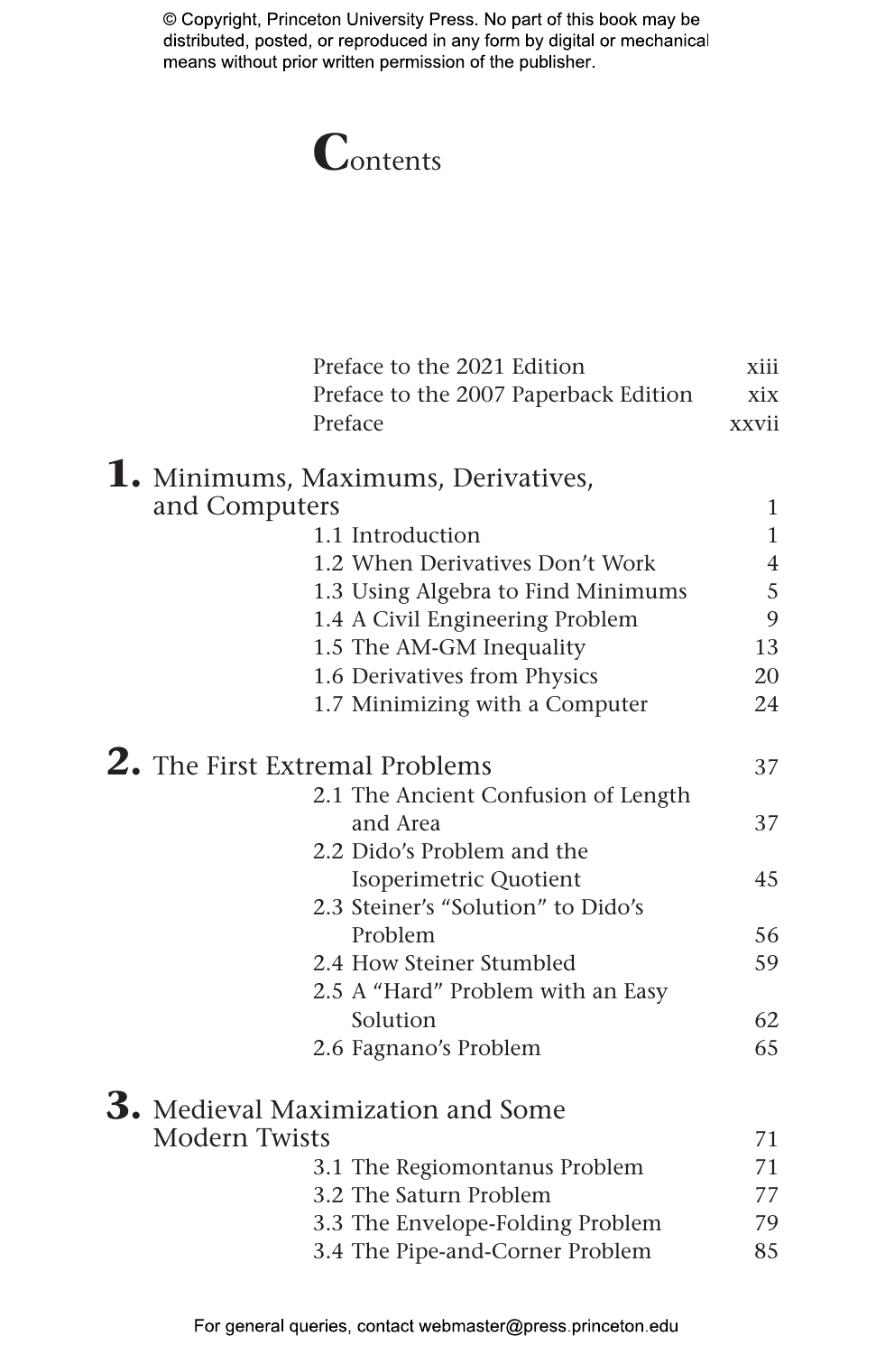# Contents

| | |
|---|---|
| Preface to the 2021 Edition | xiii |
| Preface to the 2007 Paperback Edition | xix |
| Preface | xxvii |

**1.** Minimums, Maximums, Derivatives, and Computers — 1

| | |
|---|---|
| 1.1 Introduction | 1 |
| 1.2 When Derivatives Don't Work | 4 |
| 1.3 Using Algebra to Find Minimums | 5 |
| 1.4 A Civil Engineering Problem | 9 |
| 1.5 The AM-GM Inequality | 13 |
| 1.6 Derivatives from Physics | 20 |
| 1.7 Minimizing with a Computer | 24 |

**2.** The First Extremal Problems — 37

| | |
|---|---|
| 2.1 The Ancient Confusion of Length and Area | 37 |
| 2.2 Dido's Problem and the Isoperimetric Quotient | 45 |
| 2.3 Steiner's "Solution" to Dido's Problem | 56 |
| 2.4 How Steiner Stumbled | 59 |
| 2.5 A "Hard" Problem with an Easy Solution | 62 |
| 2.6 Fagnano's Problem | 65 |

**3.** Medieval Maximization and Some Modern Twists — 71

| | |
|---|---|
| 3.1 The Regiomontanus Problem | 71 |
| 3.2 The Saturn Problem | 77 |
| 3.3 The Envelope-Folding Problem | 79 |
| 3.4 The Pipe-and-Corner Problem | 85 |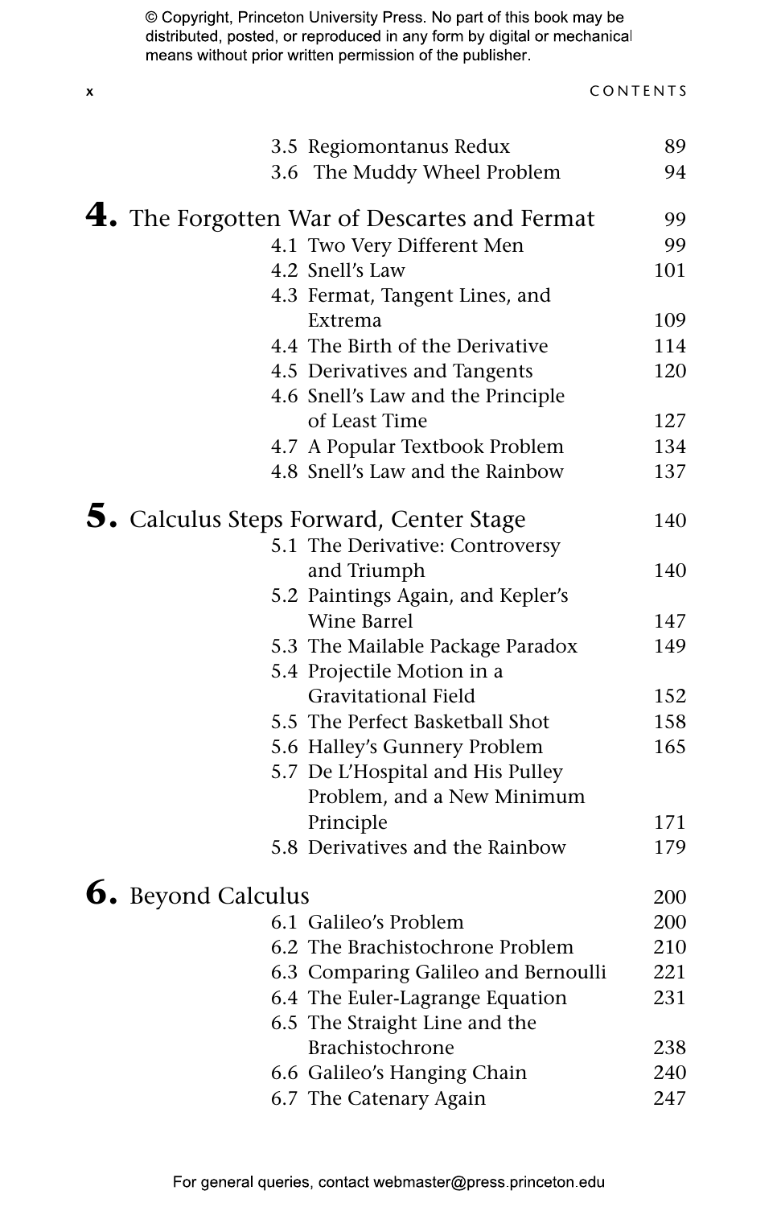| | | |
|---|---|---|
| | 3.5 Regiomontanus Redux | 89 |
| | 3.6 The Muddy Wheel Problem | 94 |
| **4.** | **The Forgotten War of Descartes and Fermat** | **99** |
| | 4.1 Two Very Different Men | 99 |
| | 4.2 Snell's Law | 101 |
| | 4.3 Fermat, Tangent Lines, and Extrema | 109 |
| | 4.4 The Birth of the Derivative | 114 |
| | 4.5 Derivatives and Tangents | 120 |
| | 4.6 Snell's Law and the Principle of Least Time | 127 |
| | 4.7 A Popular Textbook Problem | 134 |
| | 4.8 Snell's Law and the Rainbow | 137 |
| **5.** | **Calculus Steps Forward, Center Stage** | **140** |
| | 5.1 The Derivative: Controversy and Triumph | 140 |
| | 5.2 Paintings Again, and Kepler's Wine Barrel | 147 |
| | 5.3 The Mailable Package Paradox | 149 |
| | 5.4 Projectile Motion in a Gravitational Field | 152 |
| | 5.5 The Perfect Basketball Shot | 158 |
| | 5.6 Halley's Gunnery Problem | 165 |
| | 5.7 De L'Hospital and His Pulley Problem, and a New Minimum Principle | 171 |
| | 5.8 Derivatives and the Rainbow | 179 |
| **6.** | **Beyond Calculus** | **200** |
| | 6.1 Galileo's Problem | 200 |
| | 6.2 The Brachistochrone Problem | 210 |
| | 6.3 Comparing Galileo and Bernoulli | 221 |
| | 6.4 The Euler-Lagrange Equation | 231 |
| | 6.5 The Straight Line and the Brachistochrone | 238 |
| | 6.6 Galileo's Hanging Chain | 240 |
| | 6.7 The Catenary Again | 247 |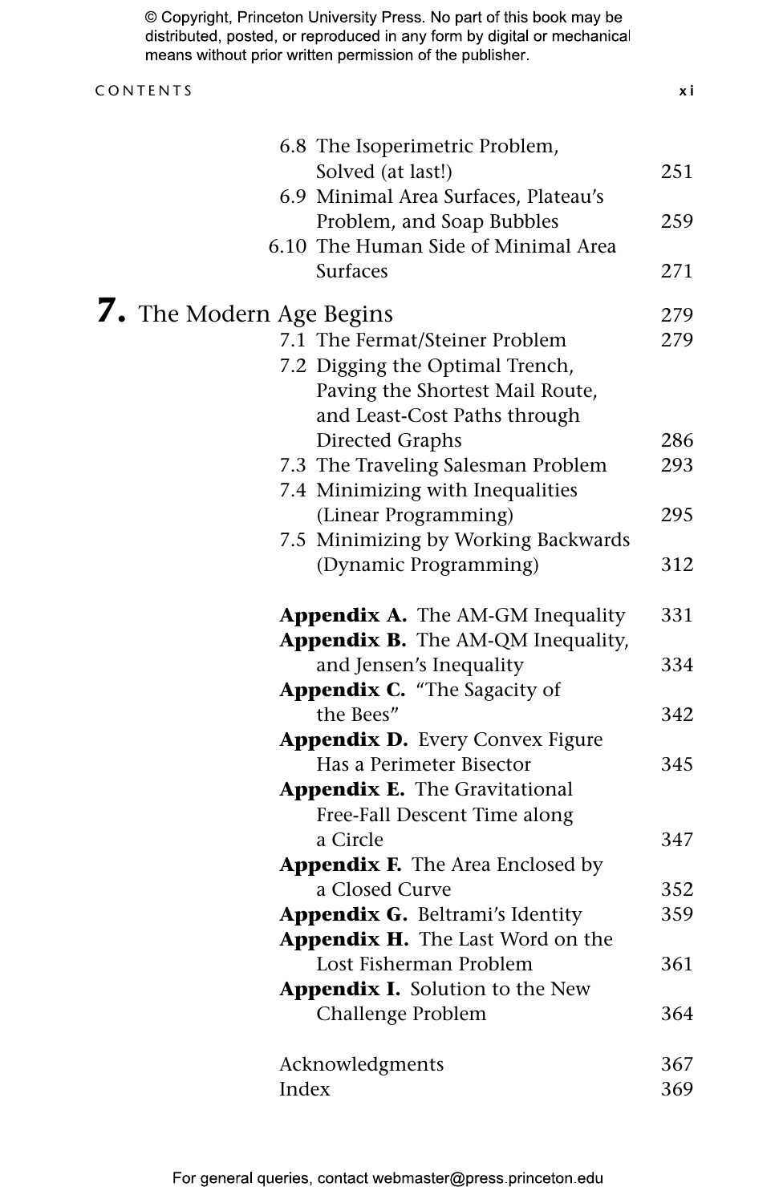6.8 The Isoperimetric Problem, Solved (at last!) 251
6.9 Minimal Area Surfaces, Plateau's Problem, and Soap Bubbles 259
6.10 The Human Side of Minimal Area Surfaces 271

**7.** The Modern Age Begins 279

7.1 The Fermat/Steiner Problem 279
7.2 Digging the Optimal Trench, Paving the Shortest Mail Route, and Least-Cost Paths through Directed Graphs 286
7.3 The Traveling Salesman Problem 293
7.4 Minimizing with Inequalities (Linear Programming) 295
7.5 Minimizing by Working Backwards (Dynamic Programming) 312

**Appendix A.** The AM-GM Inequality 331
**Appendix B.** The AM-QM Inequality, and Jensen's Inequality 334
**Appendix C.** "The Sagacity of the Bees" 342
**Appendix D.** Every Convex Figure Has a Perimeter Bisector 345
**Appendix E.** The Gravitational Free-Fall Descent Time along a Circle 347
**Appendix F.** The Area Enclosed by a Closed Curve 352
**Appendix G.** Beltrami's Identity 359
**Appendix H.** The Last Word on the Lost Fisherman Problem 361
**Appendix I.** Solution to the New Challenge Problem 364

Acknowledgments 367
Index 369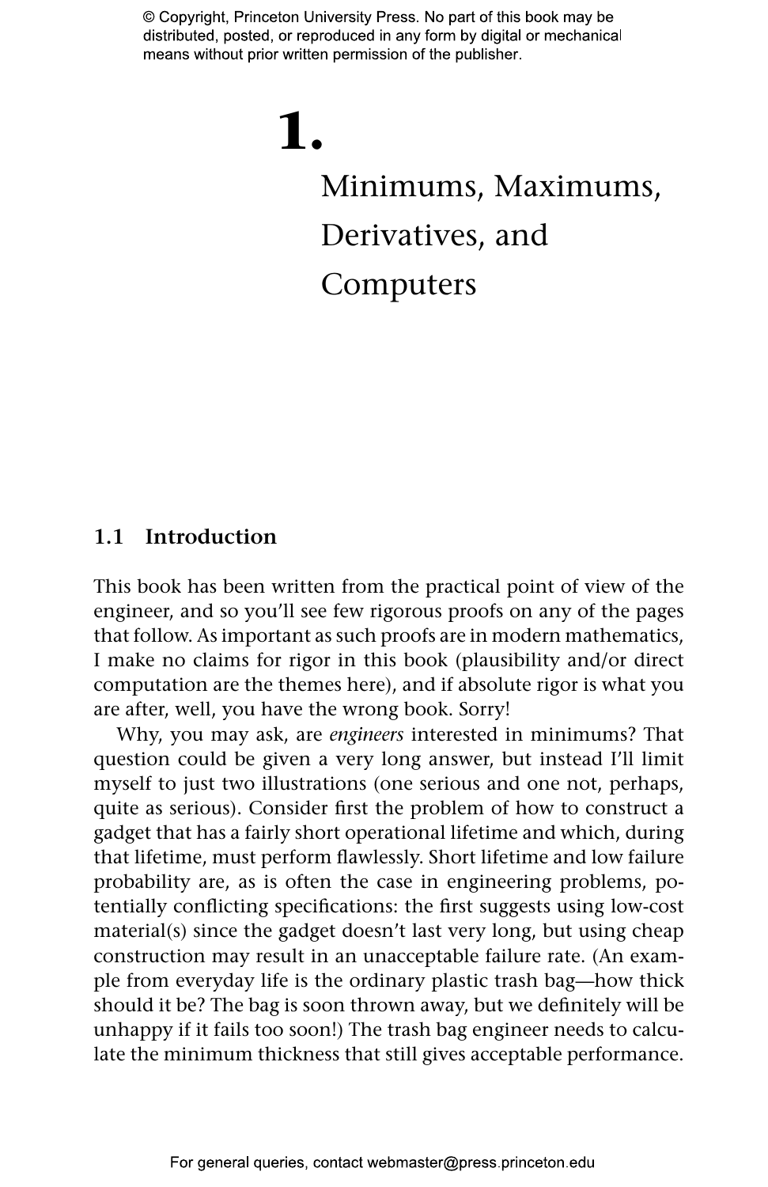# 1. Minimums, Maximums, Derivatives, and Computers

## 1.1 Introduction

This book has been written from the practical point of view of the engineer, and so you'll see few rigorous proofs on any of the pages that follow. As important as such proofs are in modern mathematics, I make no claims for rigor in this book (plausibility and/or direct computation are the themes here), and if absolute rigor is what you are after, well, you have the wrong book. Sorry!

Why, you may ask, are *engineers* interested in minimums? That question could be given a very long answer, but instead I'll limit myself to just two illustrations (one serious and one not, perhaps, quite as serious). Consider first the problem of how to construct a gadget that has a fairly short operational lifetime and which, during that lifetime, must perform flawlessly. Short lifetime and low failure probability are, as is often the case in engineering problems, potentially conflicting specifications: the first suggests using low-cost material(s) since the gadget doesn't last very long, but using cheap construction may result in an unacceptable failure rate. (An example from everyday life is the ordinary plastic trash bag—how thick should it be? The bag is soon thrown away, but we definitely will be unhappy if it fails too soon!) The trash bag engineer needs to calculate the minimum thickness that still gives acceptable performance.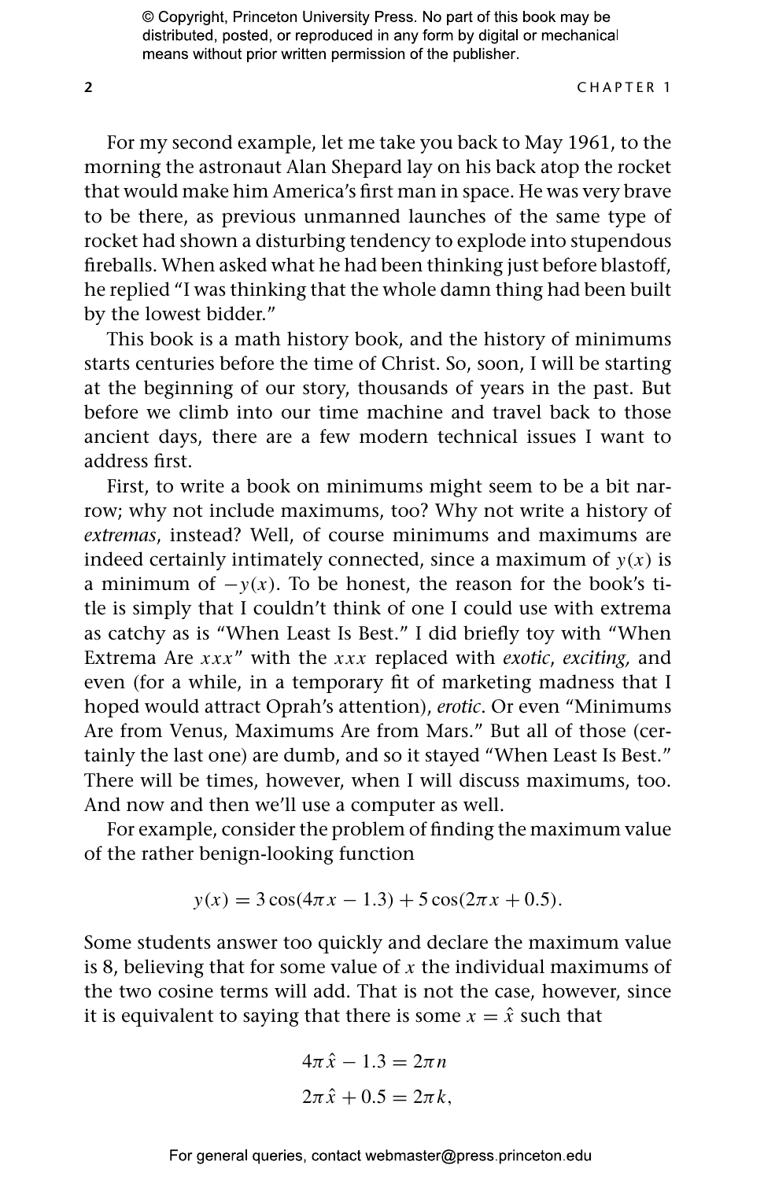For my second example, let me take you back to May 1961, to the morning the astronaut Alan Shepard lay on his back atop the rocket that would make him America's first man in space. He was very brave to be there, as previous unmanned launches of the same type of rocket had shown a disturbing tendency to explode into stupendous fireballs. When asked what he had been thinking just before blastoff, he replied "I was thinking that the whole damn thing had been built by the lowest bidder."

This book is a math history book, and the history of minimums starts centuries before the time of Christ. So, soon, I will be starting at the beginning of our story, thousands of years in the past. But before we climb into our time machine and travel back to those ancient days, there are a few modern technical issues I want to address first.

First, to write a book on minimums might seem to be a bit narrow; why not include maximums, too? Why not write a history of *extremas*, instead? Well, of course minimums and maximums are indeed certainly intimately connected, since a maximum of $y(x)$ is a minimum of $-y(x)$. To be honest, the reason for the book's title is simply that I couldn't think of one I could use with extrema as catchy as is "When Least Is Best." I did briefly toy with "When Extrema Are $xxx$" with the $xxx$ replaced with *exotic*, *exciting,* and even (for a while, in a temporary fit of marketing madness that I hoped would attract Oprah's attention), *erotic*. Or even "Minimums Are from Venus, Maximums Are from Mars." But all of those (certainly the last one) are dumb, and so it stayed "When Least Is Best." There will be times, however, when I will discuss maximums, too. And now and then we'll use a computer as well.

For example, consider the problem of finding the maximum value of the rather benign-looking function

$$y(x) = 3\cos(4\pi x - 1.3) + 5\cos(2\pi x + 0.5).$$

Some students answer too quickly and declare the maximum value is 8, believing that for some value of $x$ the individual maximums of the two cosine terms will add. That is not the case, however, since it is equivalent to saying that there is some $x = \hat{x}$ such that

$$4\pi\hat{x} - 1.3 = 2\pi n$$
$$2\pi\hat{x} + 0.5 = 2\pi k,$$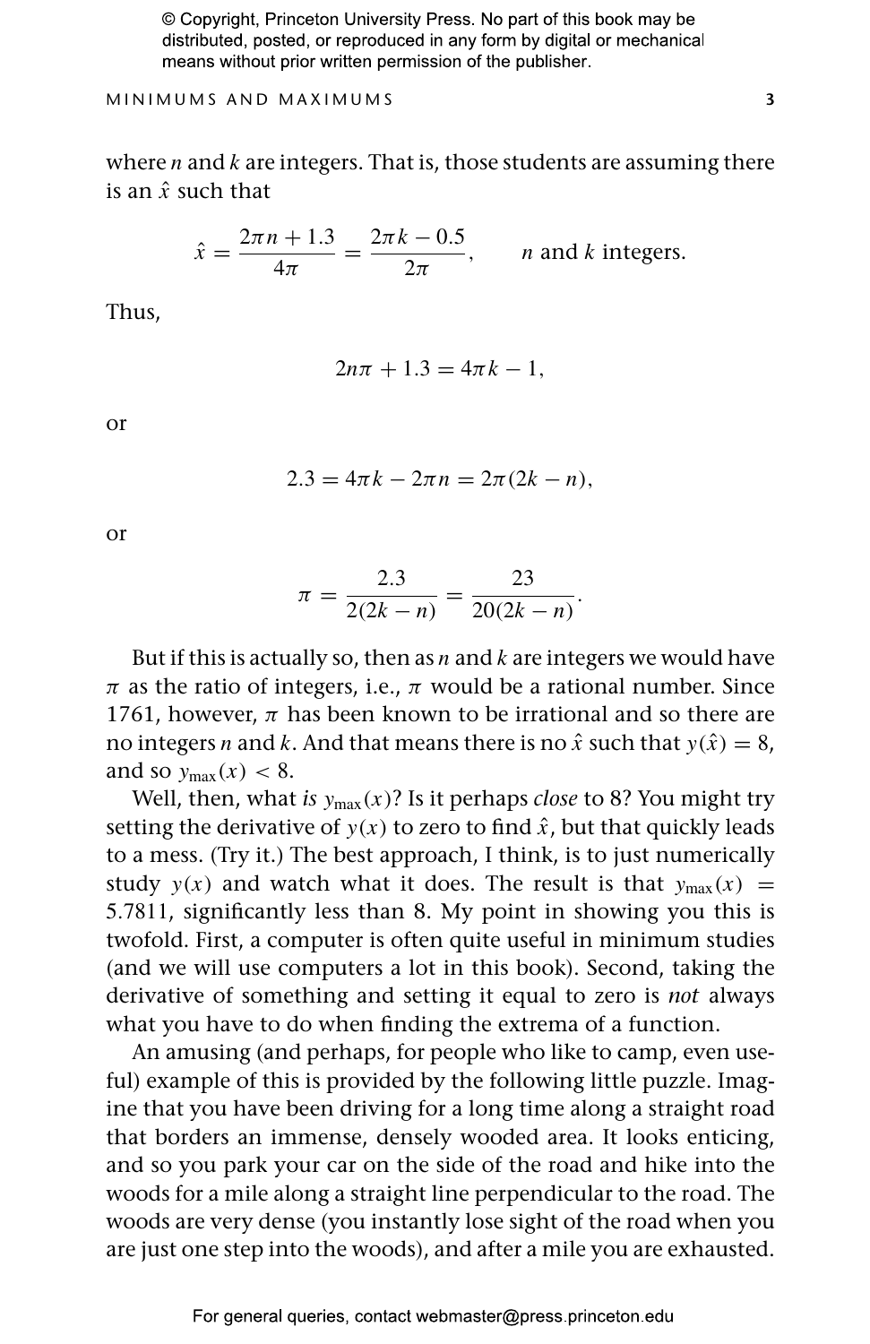where $n$ and $k$ are integers. That is, those students are assuming there is an $\hat{x}$ such that

$$\hat{x} = \frac{2\pi n + 1.3}{4\pi} = \frac{2\pi k - 0.5}{2\pi}, \qquad n \text{ and } k \text{ integers.}$$

Thus,

$$2n\pi + 1.3 = 4\pi k - 1,$$

or

$$2.3 = 4\pi k - 2\pi n = 2\pi(2k - n),$$

or

$$\pi = \frac{2.3}{2(2k - n)} = \frac{23}{20(2k - n)}.$$

But if this is actually so, then as $n$ and $k$ are integers we would have $\pi$ as the ratio of integers, i.e., $\pi$ would be a rational number. Since 1761, however, $\pi$ has been known to be irrational and so there are no integers $n$ and $k$. And that means there is no $\hat{x}$ such that $y(\hat{x}) = 8$, and so $y_{\max}(x) < 8$.

Well, then, what *is* $y_{\max}(x)$? Is it perhaps *close* to 8? You might try setting the derivative of $y(x)$ to zero to find $\hat{x}$, but that quickly leads to a mess. (Try it.) The best approach, I think, is to just numerically study $y(x)$ and watch what it does. The result is that $y_{\max}(x) = 5.7811$, significantly less than 8. My point in showing you this is twofold. First, a computer is often quite useful in minimum studies (and we will use computers a lot in this book). Second, taking the derivative of something and setting it equal to zero is *not* always what you have to do when finding the extrema of a function.

An amusing (and perhaps, for people who like to camp, even useful) example of this is provided by the following little puzzle. Imagine that you have been driving for a long time along a straight road that borders an immense, densely wooded area. It looks enticing, and so you park your car on the side of the road and hike into the woods for a mile along a straight line perpendicular to the road. The woods are very dense (you instantly lose sight of the road when you are just one step into the woods), and after a mile you are exhausted.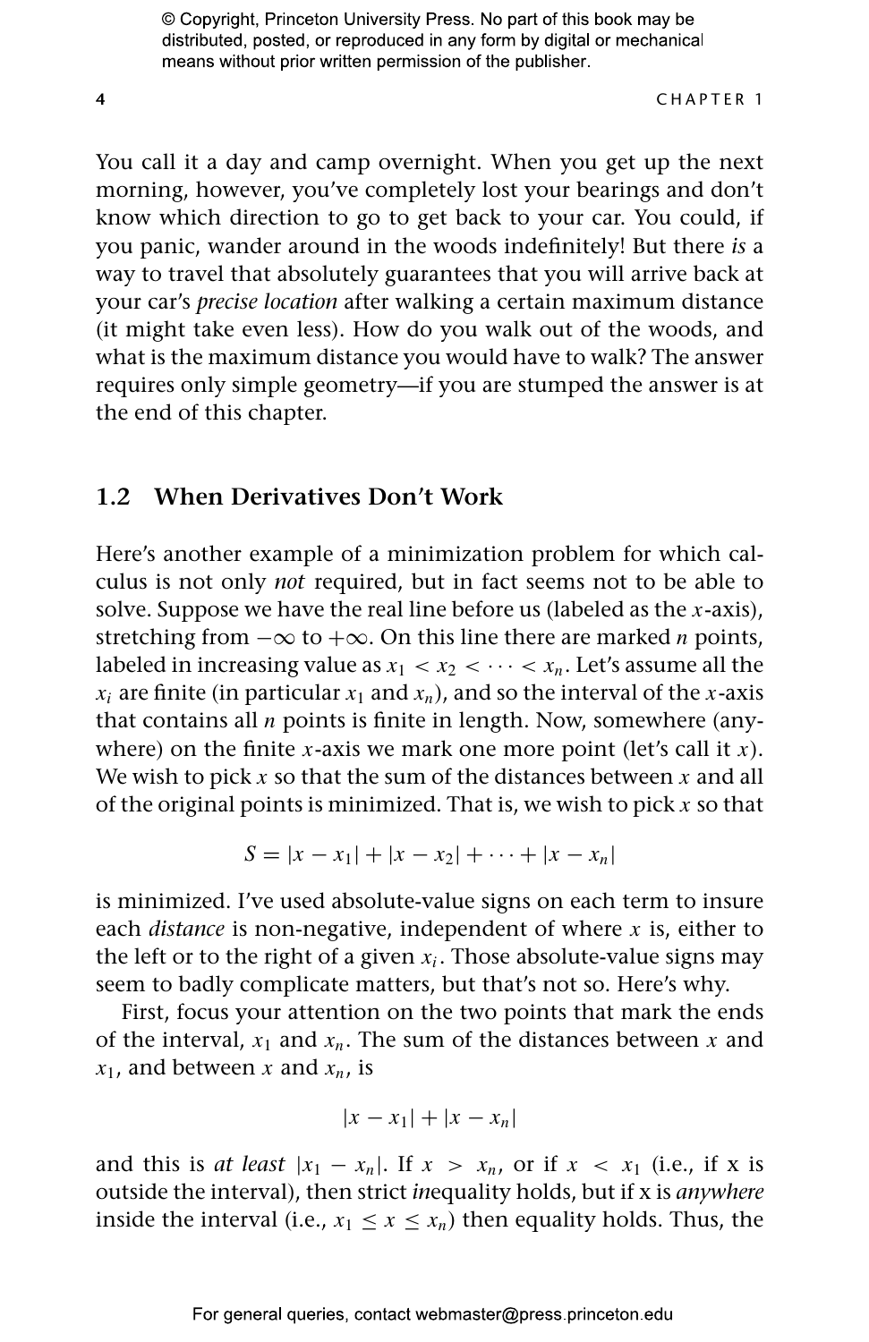You call it a day and camp overnight. When you get up the next morning, however, you've completely lost your bearings and don't know which direction to go to get back to your car. You could, if you panic, wander around in the woods indefinitely! But there *is* a way to travel that absolutely guarantees that you will arrive back at your car's *precise location* after walking a certain maximum distance (it might take even less). How do you walk out of the woods, and what is the maximum distance you would have to walk? The answer requires only simple geometry—if you are stumped the answer is at the end of this chapter.

## 1.2 When Derivatives Don't Work

Here's another example of a minimization problem for which calculus is not only *not* required, but in fact seems not to be able to solve. Suppose we have the real line before us (labeled as the $x$-axis), stretching from $-\infty$ to $+\infty$. On this line there are marked $n$ points, labeled in increasing value as $x_1 < x_2 < \cdots < x_n$. Let's assume all the $x_i$ are finite (in particular $x_1$ and $x_n$), and so the interval of the $x$-axis that contains all $n$ points is finite in length. Now, somewhere (anywhere) on the finite $x$-axis we mark one more point (let's call it $x$). We wish to pick $x$ so that the sum of the distances between $x$ and all of the original points is minimized. That is, we wish to pick $x$ so that

$$S = |x - x_1| + |x - x_2| + \cdots + |x - x_n|$$

is minimized. I've used absolute-value signs on each term to insure each *distance* is non-negative, independent of where $x$ is, either to the left or to the right of a given $x_i$. Those absolute-value signs may seem to badly complicate matters, but that's not so. Here's why.

First, focus your attention on the two points that mark the ends of the interval, $x_1$ and $x_n$. The sum of the distances between $x$ and $x_1$, and between $x$ and $x_n$, is

$$|x - x_1| + |x - x_n|$$

and this is *at least* $|x_1 - x_n|$. If $x > x_n$, or if $x < x_1$ (i.e., if x is outside the interval), then strict *in*equality holds, but if x is *anywhere* inside the interval (i.e., $x_1 \leq x \leq x_n$) then equality holds. Thus, the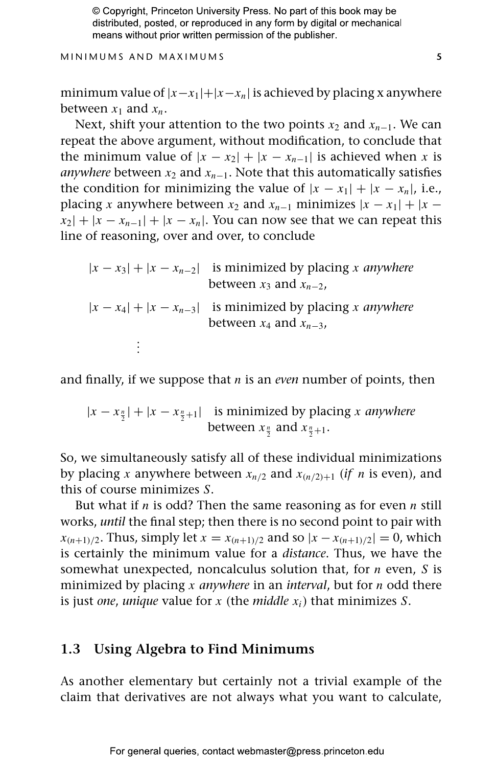minimum value of $|x-x_1|+|x-x_n|$ is achieved by placing x anywhere between $x_1$ and $x_n$.

Next, shift your attention to the two points $x_2$ and $x_{n-1}$. We can repeat the above argument, without modification, to conclude that the minimum value of $|x - x_2| + |x - x_{n-1}|$ is achieved when $x$ is *anywhere* between $x_2$ and $x_{n-1}$. Note that this automatically satisfies the condition for minimizing the value of $|x - x_1| + |x - x_n|$, i.e., placing $x$ anywhere between $x_2$ and $x_{n-1}$ minimizes $|x - x_1| + |x - x_2| + |x - x_{n-1}| + |x - x_n|$. You can now see that we can repeat this line of reasoning, over and over, to conclude

$|x - x_3| + |x - x_{n-2}|$ is minimized by placing $x$ *anywhere* between $x_3$ and $x_{n-2}$,

$|x - x_4| + |x - x_{n-3}|$ is minimized by placing $x$ *anywhere* between $x_4$ and $x_{n-3}$,

$\vdots$

and finally, if we suppose that $n$ is an *even* number of points, then

$|x - x_{\frac{n}{2}}| + |x - x_{\frac{n}{2}+1}|$ is minimized by placing $x$ *anywhere* between $x_{\frac{n}{2}}$ and $x_{\frac{n}{2}+1}$.

So, we simultaneously satisfy all of these individual minimizations by placing $x$ anywhere between $x_{n/2}$ and $x_{(n/2)+1}$ (*if* $n$ is even), and this of course minimizes $S$.

But what if $n$ is odd? Then the same reasoning as for even $n$ still works, *until* the final step; then there is no second point to pair with $x_{(n+1)/2}$. Thus, simply let $x = x_{(n+1)/2}$ and so $|x - x_{(n+1)/2}| = 0$, which is certainly the minimum value for a *distance*. Thus, we have the somewhat unexpected, noncalculus solution that, for $n$ even, $S$ is minimized by placing $x$ *anywhere* in an *interval*, but for $n$ odd there is just *one*, *unique* value for $x$ (the *middle* $x_i$) that minimizes $S$.

## 1.3 Using Algebra to Find Minimums

As another elementary but certainly not a trivial example of the claim that derivatives are not always what you want to calculate,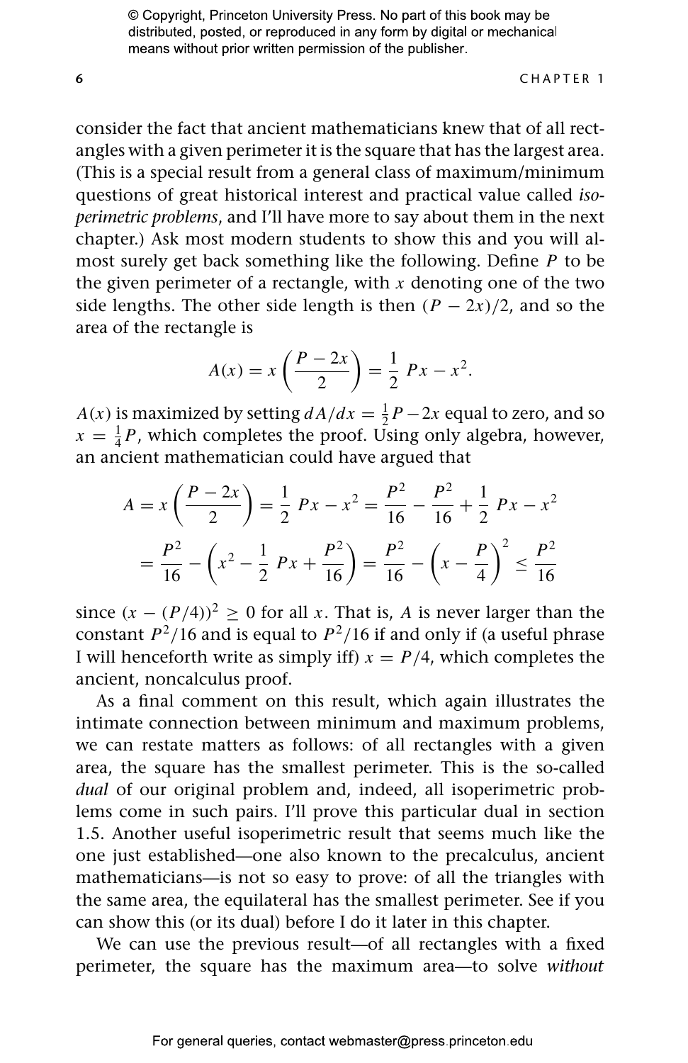consider the fact that ancient mathematicians knew that of all rectangles with a given perimeter it is the square that has the largest area. (This is a special result from a general class of maximum/minimum questions of great historical interest and practical value called *isoperimetric problems*, and I'll have more to say about them in the next chapter.) Ask most modern students to show this and you will almost surely get back something like the following. Define $P$ to be the given perimeter of a rectangle, with $x$ denoting one of the two side lengths. The other side length is then $(P - 2x)/2$, and so the area of the rectangle is

$$A(x) = x\left(\frac{P - 2x}{2}\right) = \frac{1}{2}\,Px - x^2.$$

$A(x)$ is maximized by setting $dA/dx = \frac{1}{2}P - 2x$ equal to zero, and so $x = \frac{1}{4}P$, which completes the proof. Using only algebra, however, an ancient mathematician could have argued that

$$A = x\left(\frac{P - 2x}{2}\right) = \frac{1}{2}\,Px - x^2 = \frac{P^2}{16} - \frac{P^2}{16} + \frac{1}{2}\,Px - x^2$$

$$= \frac{P^2}{16} - \left(x^2 - \frac{1}{2}\,Px + \frac{P^2}{16}\right) = \frac{P^2}{16} - \left(x - \frac{P}{4}\right)^2 \leq \frac{P^2}{16}$$

since $(x - (P/4))^2 \geq 0$ for all $x$. That is, $A$ is never larger than the constant $P^2/16$ and is equal to $P^2/16$ if and only if (a useful phrase I will henceforth write as simply iff) $x = P/4$, which completes the ancient, noncalculus proof.

As a final comment on this result, which again illustrates the intimate connection between minimum and maximum problems, we can restate matters as follows: of all rectangles with a given area, the square has the smallest perimeter. This is the so-called *dual* of our original problem and, indeed, all isoperimetric problems come in such pairs. I'll prove this particular dual in section 1.5. Another useful isoperimetric result that seems much like the one just established—one also known to the precalculus, ancient mathematicians—is not so easy to prove: of all the triangles with the same area, the equilateral has the smallest perimeter. See if you can show this (or its dual) before I do it later in this chapter.

We can use the previous result—of all rectangles with a fixed perimeter, the square has the maximum area—to solve *without*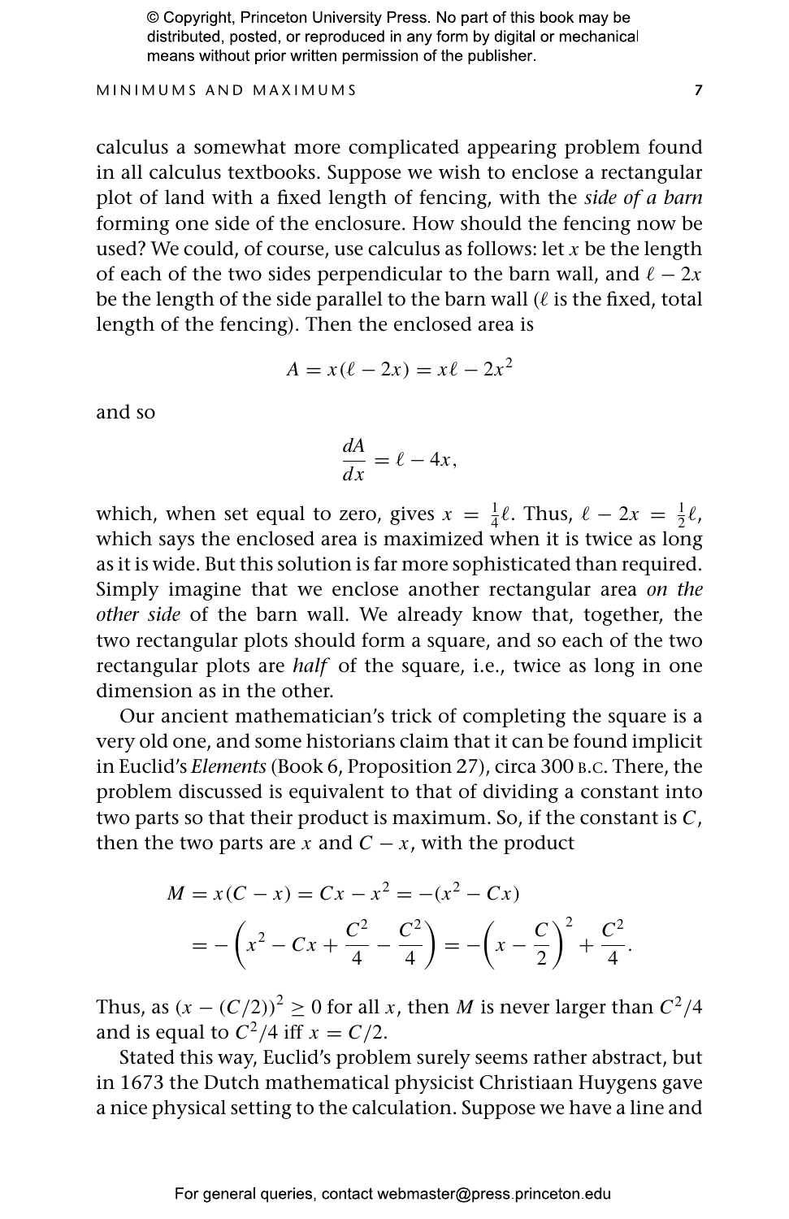calculus a somewhat more complicated appearing problem found in all calculus textbooks. Suppose we wish to enclose a rectangular plot of land with a fixed length of fencing, with the *side of a barn* forming one side of the enclosure. How should the fencing now be used? We could, of course, use calculus as follows: let $x$ be the length of each of the two sides perpendicular to the barn wall, and $\ell - 2x$ be the length of the side parallel to the barn wall ($\ell$ is the fixed, total length of the fencing). Then the enclosed area is

$$A = x(\ell - 2x) = x\ell - 2x^2$$

and so

$$\frac{dA}{dx} = \ell - 4x,$$

which, when set equal to zero, gives $x = \frac{1}{4}\ell$. Thus, $\ell - 2x = \frac{1}{2}\ell$, which says the enclosed area is maximized when it is twice as long as it is wide. But this solution is far more sophisticated than required. Simply imagine that we enclose another rectangular area *on the other side* of the barn wall. We already know that, together, the two rectangular plots should form a square, and so each of the two rectangular plots are *half* of the square, i.e., twice as long in one dimension as in the other.

Our ancient mathematician's trick of completing the square is a very old one, and some historians claim that it can be found implicit in Euclid's *Elements* (Book 6, Proposition 27), circa 300 B.C. There, the problem discussed is equivalent to that of dividing a constant into two parts so that their product is maximum. So, if the constant is $C$, then the two parts are $x$ and $C - x$, with the product

$$M = x(C - x) = Cx - x^2 = -(x^2 - Cx)$$

$$= -\left(x^2 - Cx + \frac{C^2}{4} - \frac{C^2}{4}\right) = -\left(x - \frac{C}{2}\right)^2 + \frac{C^2}{4}.$$

Thus, as $(x - (C/2))^2 \geq 0$ for all $x$, then $M$ is never larger than $C^2/4$ and is equal to $C^2/4$ iff $x = C/2$.

Stated this way, Euclid's problem surely seems rather abstract, but in 1673 the Dutch mathematical physicist Christiaan Huygens gave a nice physical setting to the calculation. Suppose we have a line and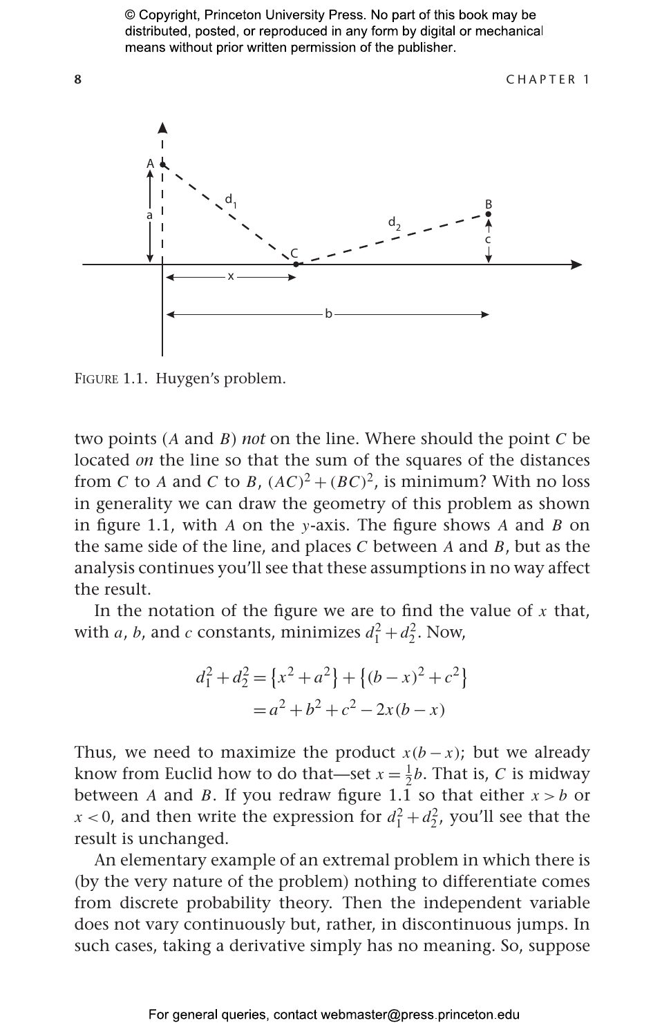FIGURE 1.1. Huygen's problem.

two points ($A$ and $B$) *not* on the line. Where should the point $C$ be located *on* the line so that the sum of the squares of the distances from $C$ to $A$ and $C$ to $B$, $(AC)^2 + (BC)^2$, is minimum? With no loss in generality we can draw the geometry of this problem as shown in figure 1.1, with $A$ on the $y$-axis. The figure shows $A$ and $B$ on the same side of the line, and places $C$ between $A$ and $B$, but as the analysis continues you'll see that these assumptions in no way affect the result.

In the notation of the figure we are to find the value of $x$ that, with $a$, $b$, and $c$ constants, minimizes $d_1^2 + d_2^2$. Now,

$$
\begin{aligned}
d_1^2 + d_2^2 &= \left\{x^2 + a^2\right\} + \left\{(b-x)^2 + c^2\right\} \\
&= a^2 + b^2 + c^2 - 2x(b-x)
\end{aligned}
$$

Thus, we need to maximize the product $x(b-x)$; but we already know from Euclid how to do that—set $x = \frac{1}{2}b$. That is, $C$ is midway between $A$ and $B$. If you redraw figure 1.1 so that either $x > b$ or $x < 0$, and then write the expression for $d_1^2 + d_2^2$, you'll see that the result is unchanged.

An elementary example of an extremal problem in which there is (by the very nature of the problem) nothing to differentiate comes from discrete probability theory. Then the independent variable does not vary continuously but, rather, in discontinuous jumps. In such cases, taking a derivative simply has no meaning. So, suppose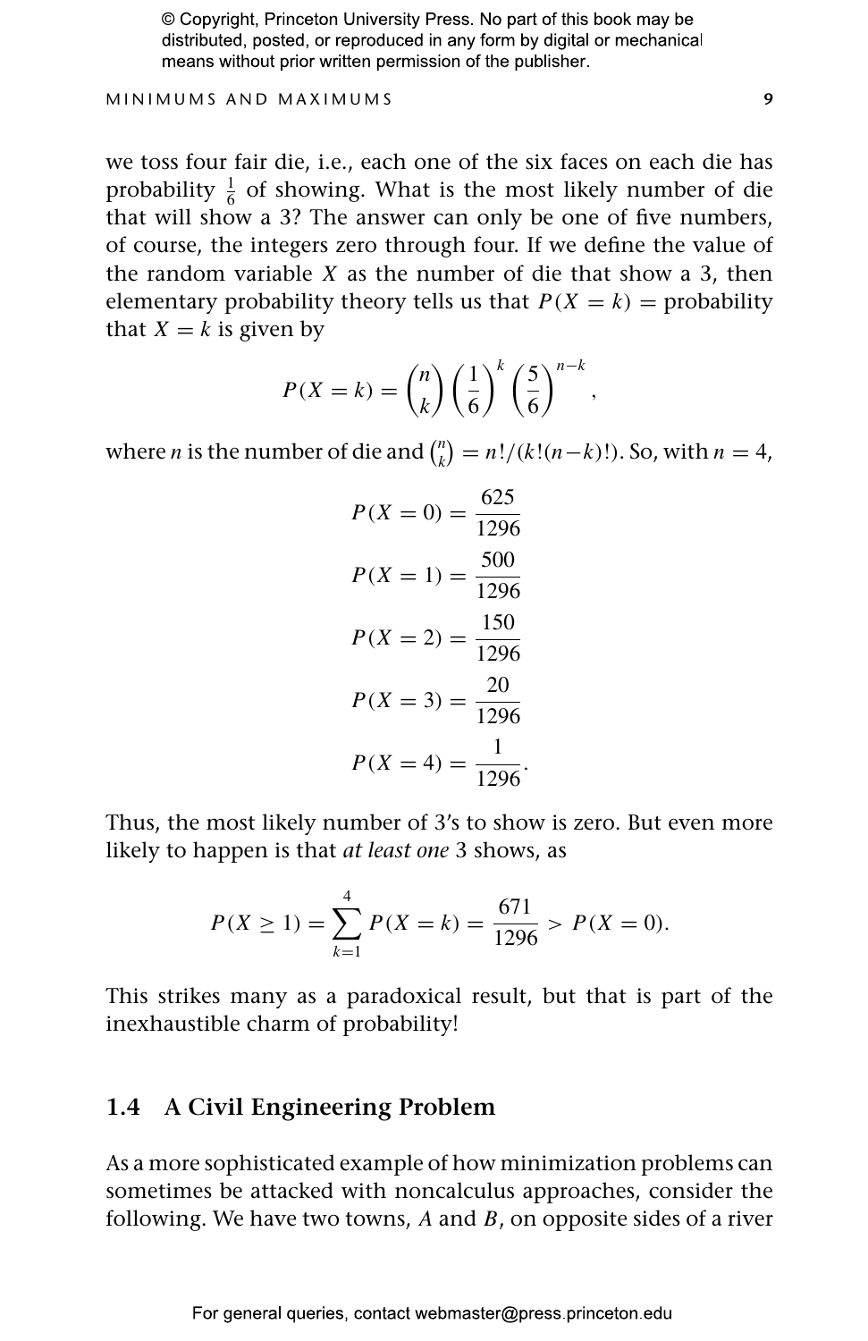we toss four fair die, i.e., each one of the six faces on each die has probability $\frac{1}{6}$ of showing. What is the most likely number of die that will show a 3? The answer can only be one of five numbers, of course, the integers zero through four. If we define the value of the random variable $X$ as the number of die that show a 3, then elementary probability theory tells us that $P(X = k) =$ probability that $X = k$ is given by

$$P(X = k) = \binom{n}{k} \left(\frac{1}{6}\right)^k \left(\frac{5}{6}\right)^{n-k},$$

where $n$ is the number of die and $\binom{n}{k} = n!/(k!(n-k)!)$. So, with $n = 4$,

$$P(X = 0) = \frac{625}{1296}$$

$$P(X = 1) = \frac{500}{1296}$$

$$P(X = 2) = \frac{150}{1296}$$

$$P(X = 3) = \frac{20}{1296}$$

$$P(X = 4) = \frac{1}{1296}.$$

Thus, the most likely number of 3's to show is zero. But even more likely to happen is that *at least one* 3 shows, as

$$P(X \geq 1) = \sum_{k=1}^{4} P(X = k) = \frac{671}{1296} > P(X = 0).$$

This strikes many as a paradoxical result, but that is part of the inexhaustible charm of probability!

## 1.4 A Civil Engineering Problem

As a more sophisticated example of how minimization problems can sometimes be attacked with noncalculus approaches, consider the following. We have two towns, $A$ and $B$, on opposite sides of a river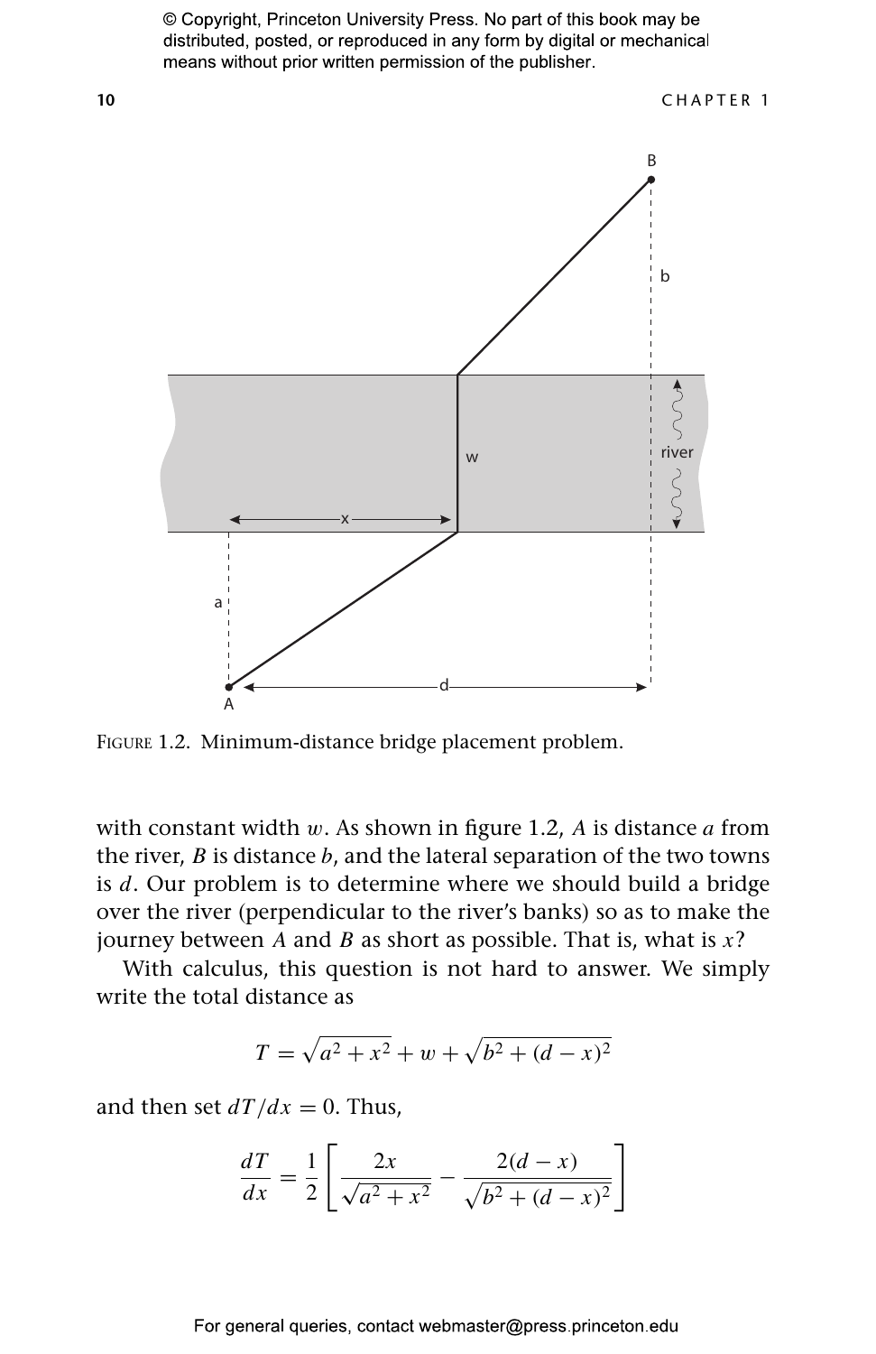FIGURE 1.2. Minimum-distance bridge placement problem.

with constant width $w$. As shown in figure 1.2, $A$ is distance $a$ from the river, $B$ is distance $b$, and the lateral separation of the two towns is $d$. Our problem is to determine where we should build a bridge over the river (perpendicular to the river's banks) so as to make the journey between $A$ and $B$ as short as possible. That is, what is $x$?

With calculus, this question is not hard to answer. We simply write the total distance as

$$T = \sqrt{a^2 + x^2} + w + \sqrt{b^2 + (d - x)^2}$$

and then set $dT/dx = 0$. Thus,

$$\frac{dT}{dx} = \frac{1}{2}\left[\frac{2x}{\sqrt{a^2 + x^2}} - \frac{2(d - x)}{\sqrt{b^2 + (d - x)^2}}\right]$$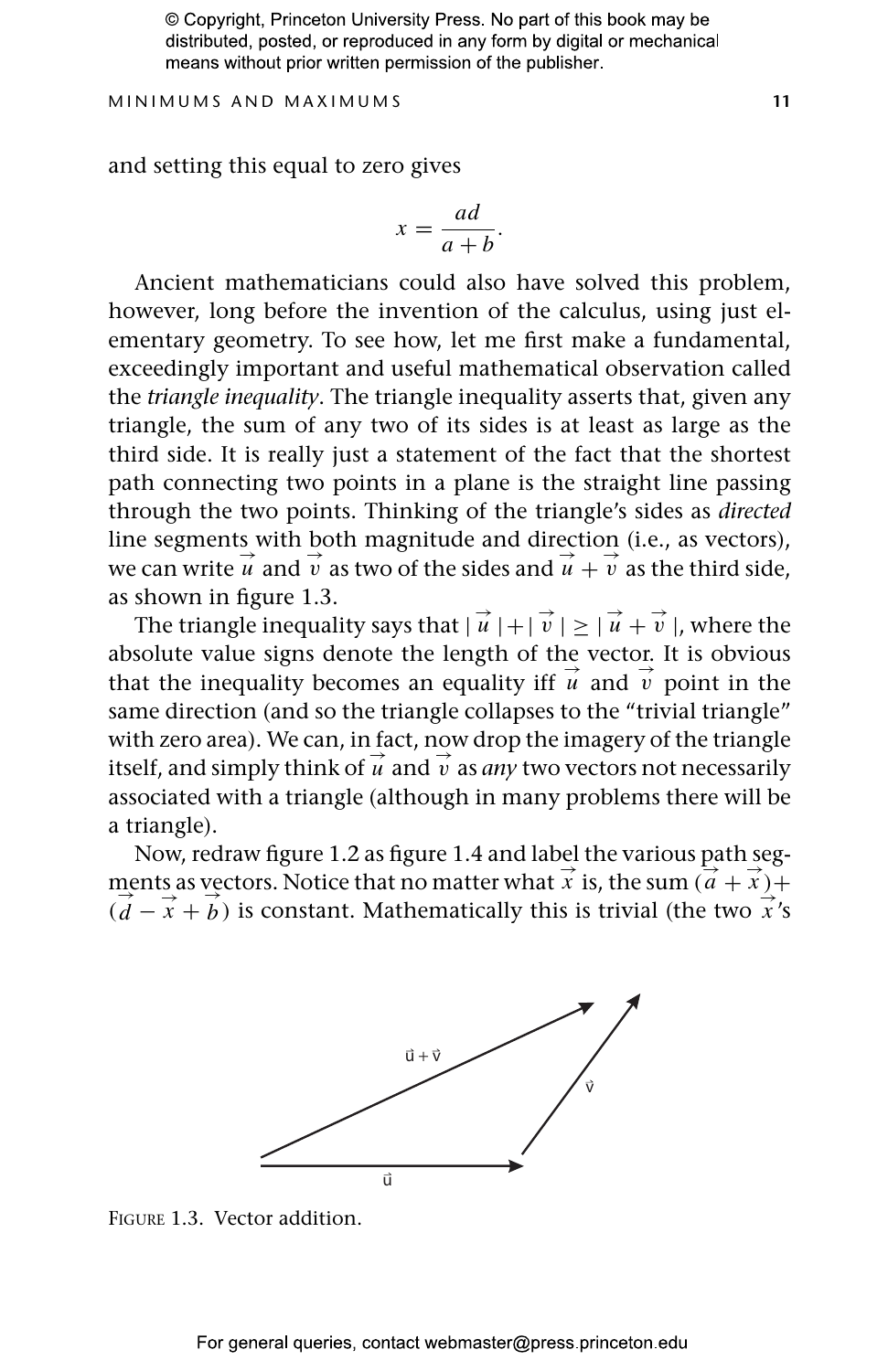and setting this equal to zero gives

$$x = \frac{ad}{a+b}.$$

Ancient mathematicians could also have solved this problem, however, long before the invention of the calculus, using just elementary geometry. To see how, let me first make a fundamental, exceedingly important and useful mathematical observation called the *triangle inequality*. The triangle inequality asserts that, given any triangle, the sum of any two of its sides is at least as large as the third side. It is really just a statement of the fact that the shortest path connecting two points in a plane is the straight line passing through the two points. Thinking of the triangle's sides as *directed* line segments with both magnitude and direction (i.e., as vectors), we can write $\vec{u}$ and $\vec{v}$ as two of the sides and $\vec{u} + \vec{v}$ as the third side, as shown in figure 1.3.

The triangle inequality says that $|\vec{u}| + |\vec{v}| \geq |\vec{u} + \vec{v}|$, where the absolute value signs denote the length of the vector. It is obvious that the inequality becomes an equality iff $\vec{u}$ and $\vec{v}$ point in the same direction (and so the triangle collapses to the "trivial triangle" with zero area). We can, in fact, now drop the imagery of the triangle itself, and simply think of $\vec{u}$ and $\vec{v}$ as *any* two vectors not necessarily associated with a triangle (although in many problems there will be a triangle).

Now, redraw figure 1.2 as figure 1.4 and label the various path segments as vectors. Notice that no matter what $\vec{x}$ is, the sum $(\vec{a} + \vec{x}) + (\vec{d} - \vec{x} + \vec{b})$ is constant. Mathematically this is trivial (the two $\vec{x}$'s

FIGURE 1.3. Vector addition.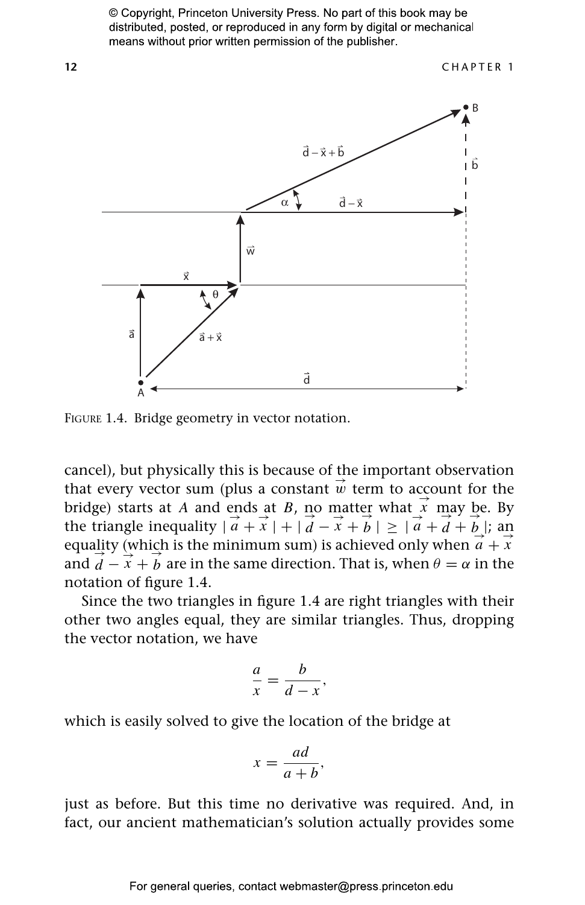FIGURE 1.4. Bridge geometry in vector notation.

cancel), but physically this is because of the important observation that every vector sum (plus a constant $\vec{w}$ term to account for the bridge) starts at $A$ and ends at $B$, no matter what $\vec{x}$ may be. By the triangle inequality $|\vec{a}+\vec{x}|+|\vec{d}-\vec{x}+\vec{b}| \geq |\vec{a}+\vec{d}+\vec{b}|$; an equality (which is the minimum sum) is achieved only when $\vec{a}+\vec{x}$ and $\vec{d}-\vec{x}+\vec{b}$ are in the same direction. That is, when $\theta = \alpha$ in the notation of figure 1.4.

Since the two triangles in figure 1.4 are right triangles with their other two angles equal, they are similar triangles. Thus, dropping the vector notation, we have

$$\frac{a}{x} = \frac{b}{d-x},$$

which is easily solved to give the location of the bridge at

$$x = \frac{ad}{a+b},$$

just as before. But this time no derivative was required. And, in fact, our ancient mathematician's solution actually provides some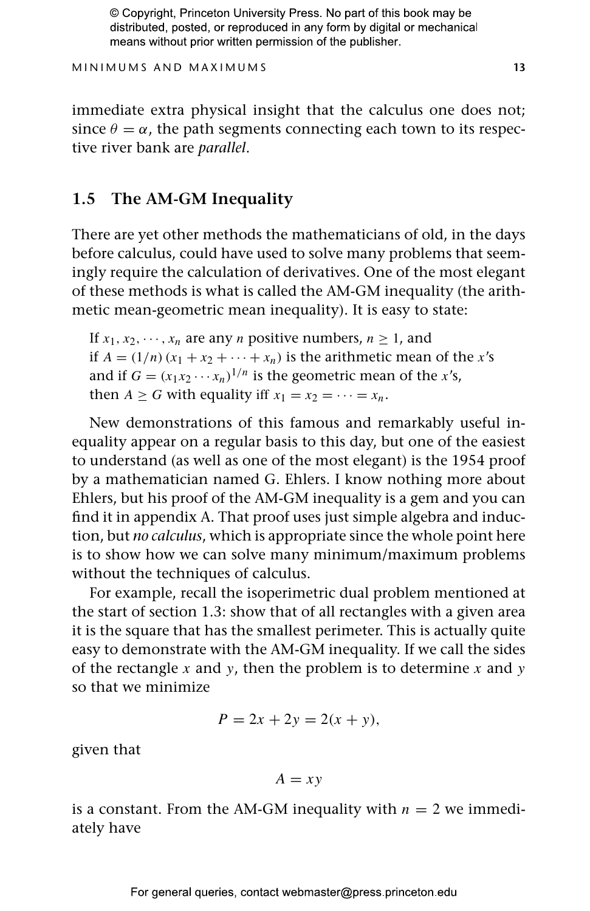immediate extra physical insight that the calculus one does not; since $\theta = \alpha$, the path segments connecting each town to its respective river bank are *parallel*.

## 1.5 The AM-GM Inequality

There are yet other methods the mathematicians of old, in the days before calculus, could have used to solve many problems that seemingly require the calculation of derivatives. One of the most elegant of these methods is what is called the AM-GM inequality (the arithmetic mean-geometric mean inequality). It is easy to state:

> If $x_1, x_2, \cdots, x_n$ are any $n$ positive numbers, $n \geq 1$, and
> if $A = (1/n)(x_1 + x_2 + \cdots + x_n)$ is the arithmetic mean of the $x$'s
> and if $G = (x_1 x_2 \cdots x_n)^{1/n}$ is the geometric mean of the $x$'s,
> then $A \geq G$ with equality iff $x_1 = x_2 = \cdots = x_n$.

New demonstrations of this famous and remarkably useful inequality appear on a regular basis to this day, but one of the easiest to understand (as well as one of the most elegant) is the 1954 proof by a mathematician named G. Ehlers. I know nothing more about Ehlers, but his proof of the AM-GM inequality is a gem and you can find it in appendix A. That proof uses just simple algebra and induction, but *no calculus*, which is appropriate since the whole point here is to show how we can solve many minimum/maximum problems without the techniques of calculus.

For example, recall the isoperimetric dual problem mentioned at the start of section 1.3: show that of all rectangles with a given area it is the square that has the smallest perimeter. This is actually quite easy to demonstrate with the AM-GM inequality. If we call the sides of the rectangle $x$ and $y$, then the problem is to determine $x$ and $y$ so that we minimize

$$P = 2x + 2y = 2(x + y),$$

given that

$$A = xy$$

is a constant. From the AM-GM inequality with $n = 2$ we immediately have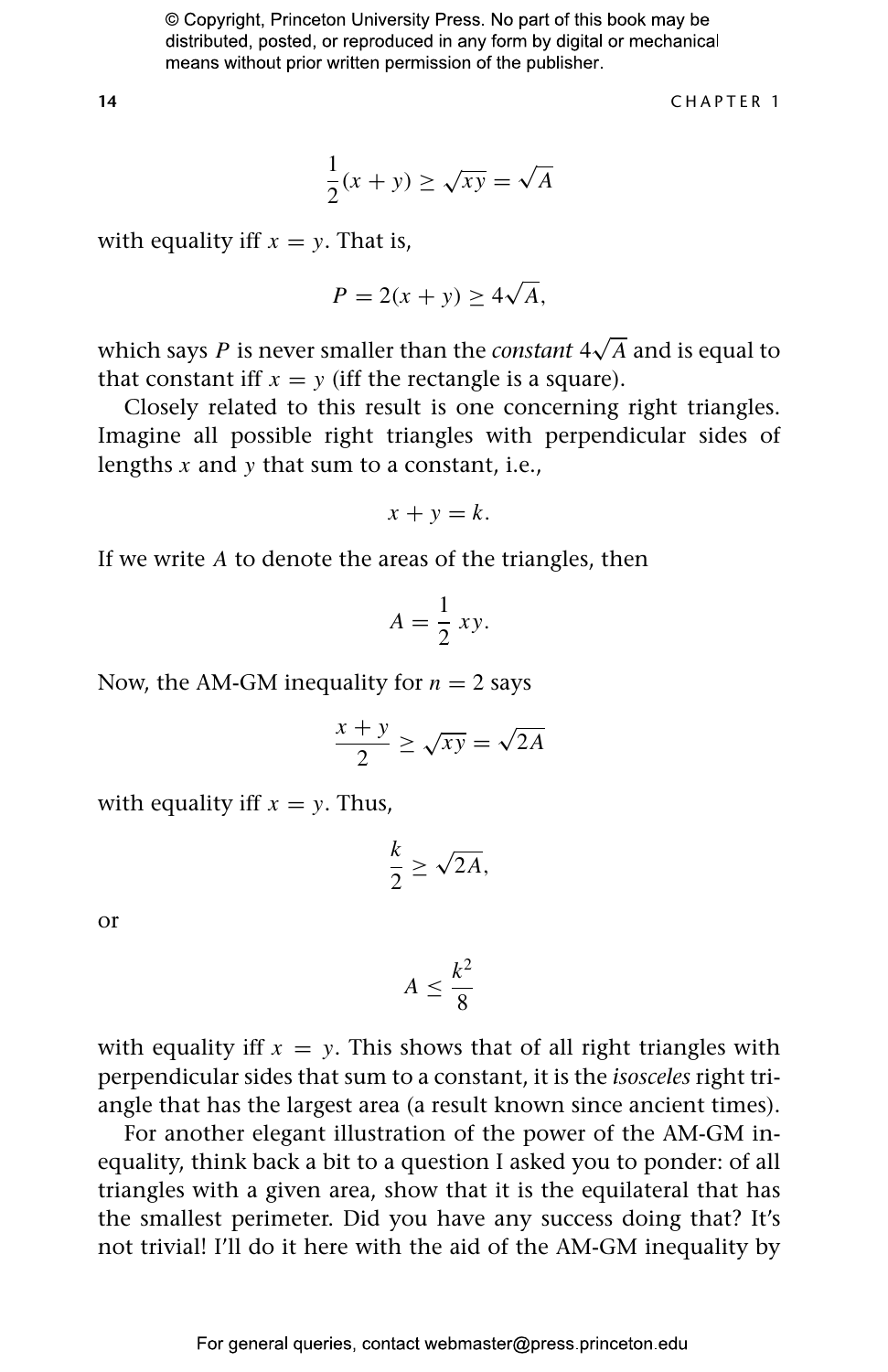$$\frac{1}{2}(x + y) \geq \sqrt{xy} = \sqrt{A}$$

with equality iff $x = y$. That is,

$$P = 2(x + y) \geq 4\sqrt{A},$$

which says $P$ is never smaller than the *constant* $4\sqrt{A}$ and is equal to that constant iff $x = y$ (iff the rectangle is a square).

Closely related to this result is one concerning right triangles. Imagine all possible right triangles with perpendicular sides of lengths $x$ and $y$ that sum to a constant, i.e.,

$$x + y = k.$$

If we write $A$ to denote the areas of the triangles, then

$$A = \frac{1}{2}xy.$$

Now, the AM-GM inequality for $n = 2$ says

$$\frac{x + y}{2} \geq \sqrt{xy} = \sqrt{2A}$$

with equality iff $x = y$. Thus,

$$\frac{k}{2} \geq \sqrt{2A},$$

or

$$A \leq \frac{k^2}{8}$$

with equality iff $x = y$. This shows that of all right triangles with perpendicular sides that sum to a constant, it is the *isosceles* right triangle that has the largest area (a result known since ancient times).

For another elegant illustration of the power of the AM-GM inequality, think back a bit to a question I asked you to ponder: of all triangles with a given area, show that it is the equilateral that has the smallest perimeter. Did you have any success doing that? It's not trivial! I'll do it here with the aid of the AM-GM inequality by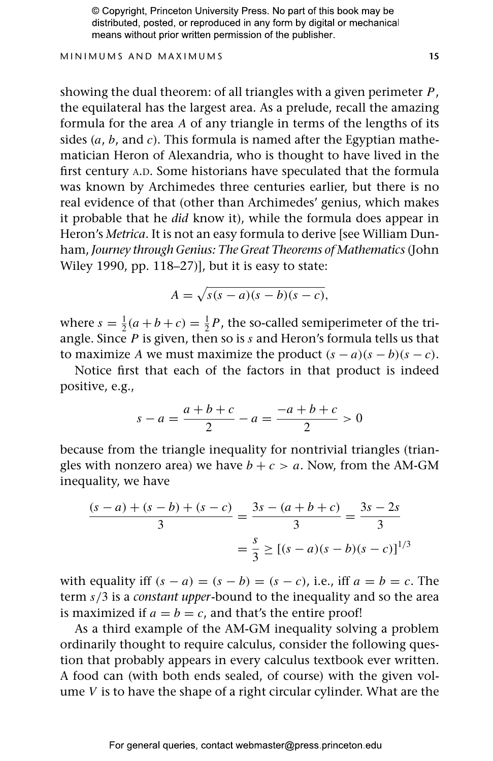showing the dual theorem: of all triangles with a given perimeter $P$, the equilateral has the largest area. As a prelude, recall the amazing formula for the area $A$ of any triangle in terms of the lengths of its sides ($a$, $b$, and $c$). This formula is named after the Egyptian mathematician Heron of Alexandria, who is thought to have lived in the first century A.D. Some historians have speculated that the formula was known by Archimedes three centuries earlier, but there is no real evidence of that (other than Archimedes' genius, which makes it probable that he *did* know it), while the formula does appear in Heron's *Metrica*. It is not an easy formula to derive [see William Dunham, *Journey through Genius: The Great Theorems of Mathematics* (John Wiley 1990, pp. 118–27)], but it is easy to state:

$$A = \sqrt{s(s-a)(s-b)(s-c)},$$

where $s = \frac{1}{2}(a+b+c) = \frac{1}{2}P$, the so-called semiperimeter of the triangle. Since $P$ is given, then so is $s$ and Heron's formula tells us that to maximize $A$ we must maximize the product $(s-a)(s-b)(s-c)$.

Notice first that each of the factors in that product is indeed positive, e.g.,

$$s - a = \frac{a+b+c}{2} - a = \frac{-a+b+c}{2} > 0$$

because from the triangle inequality for nontrivial triangles (triangles with nonzero area) we have $b + c > a$. Now, from the AM-GM inequality, we have

$$\begin{aligned}\frac{(s-a)+(s-b)+(s-c)}{3} &= \frac{3s-(a+b+c)}{3} = \frac{3s-2s}{3} \\ &= \frac{s}{3} \geq [(s-a)(s-b)(s-c)]^{1/3}\end{aligned}$$

with equality iff $(s-a) = (s-b) = (s-c)$, i.e., iff $a = b = c$. The term $s/3$ is a *constant upper*-bound to the inequality and so the area is maximized if $a = b = c$, and that's the entire proof!

As a third example of the AM-GM inequality solving a problem ordinarily thought to require calculus, consider the following question that probably appears in every calculus textbook ever written. A food can (with both ends sealed, of course) with the given volume $V$ is to have the shape of a right circular cylinder. What are the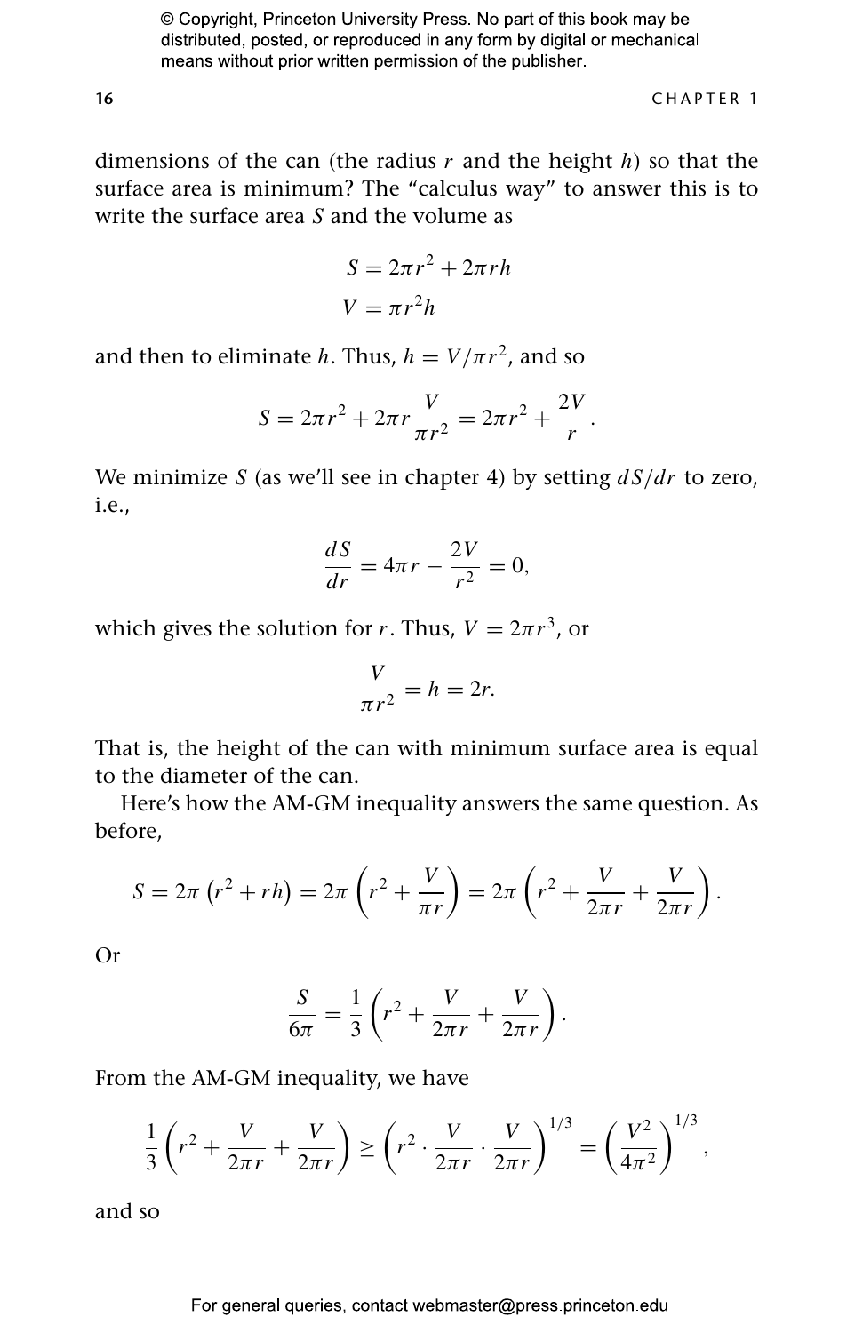dimensions of the can (the radius $r$ and the height $h$) so that the surface area is minimum? The "calculus way" to answer this is to write the surface area $S$ and the volume as

$$S = 2\pi r^2 + 2\pi r h$$
$$V = \pi r^2 h$$

and then to eliminate $h$. Thus, $h = V/\pi r^2$, and so

$$S = 2\pi r^2 + 2\pi r \frac{V}{\pi r^2} = 2\pi r^2 + \frac{2V}{r}.$$

We minimize $S$ (as we'll see in chapter 4) by setting $dS/dr$ to zero, i.e.,

$$\frac{dS}{dr} = 4\pi r - \frac{2V}{r^2} = 0,$$

which gives the solution for $r$. Thus, $V = 2\pi r^3$, or

$$\frac{V}{\pi r^2} = h = 2r.$$

That is, the height of the can with minimum surface area is equal to the diameter of the can.

Here's how the AM-GM inequality answers the same question. As before,

$$S = 2\pi \left(r^2 + rh\right) = 2\pi \left(r^2 + \frac{V}{\pi r}\right) = 2\pi \left(r^2 + \frac{V}{2\pi r} + \frac{V}{2\pi r}\right).$$

Or

$$\frac{S}{6\pi} = \frac{1}{3}\left(r^2 + \frac{V}{2\pi r} + \frac{V}{2\pi r}\right).$$

From the AM-GM inequality, we have

$$\frac{1}{3}\left(r^2 + \frac{V}{2\pi r} + \frac{V}{2\pi r}\right) \geq \left(r^2 \cdot \frac{V}{2\pi r} \cdot \frac{V}{2\pi r}\right)^{1/3} = \left(\frac{V^2}{4\pi^2}\right)^{1/3},$$

and so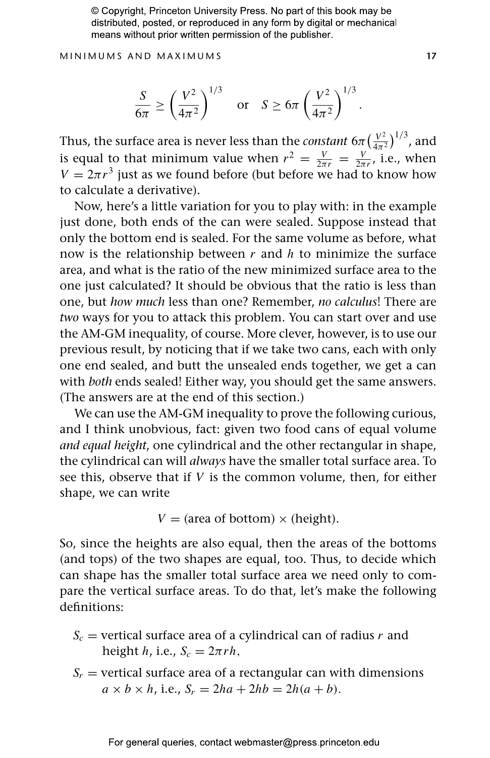$$\frac{S}{6\pi} \geq \left(\frac{V^2}{4\pi^2}\right)^{1/3} \quad \text{or} \quad S \geq 6\pi \left(\frac{V^2}{4\pi^2}\right)^{1/3}.$$

Thus, the surface area is never less than the *constant* $6\pi\left(\frac{V^2}{4\pi^2}\right)^{1/3}$, and is equal to that minimum value when $r^2 = \frac{V}{2\pi r} = \frac{V}{2\pi r}$, i.e., when $V = 2\pi r^3$ just as we found before (but before we had to know how to calculate a derivative).

Now, here's a little variation for you to play with: in the example just done, both ends of the can were sealed. Suppose instead that only the bottom end is sealed. For the same volume as before, what now is the relationship between $r$ and $h$ to minimize the surface area, and what is the ratio of the new minimized surface area to the one just calculated? It should be obvious that the ratio is less than one, but *how much* less than one? Remember, *no calculus*! There are *two* ways for you to attack this problem. You can start over and use the AM-GM inequality, of course. More clever, however, is to use our previous result, by noticing that if we take two cans, each with only one end sealed, and butt the unsealed ends together, we get a can with *both* ends sealed! Either way, you should get the same answers. (The answers are at the end of this section.)

We can use the AM-GM inequality to prove the following curious, and I think unobvious, fact: given two food cans of equal volume *and equal height*, one cylindrical and the other rectangular in shape, the cylindrical can will *always* have the smaller total surface area. To see this, observe that if $V$ is the common volume, then, for either shape, we can write

$$V = (\text{area of bottom}) \times (\text{height}).$$

So, since the heights are also equal, then the areas of the bottoms (and tops) of the two shapes are equal, too. Thus, to decide which can shape has the smaller total surface area we need only to compare the vertical surface areas. To do that, let's make the following definitions:

$S_c$ = vertical surface area of a cylindrical can of radius $r$ and height $h$, i.e., $S_c = 2\pi rh$,

$S_r$ = vertical surface area of a rectangular can with dimensions $a \times b \times h$, i.e., $S_r = 2ha + 2hb = 2h(a + b)$.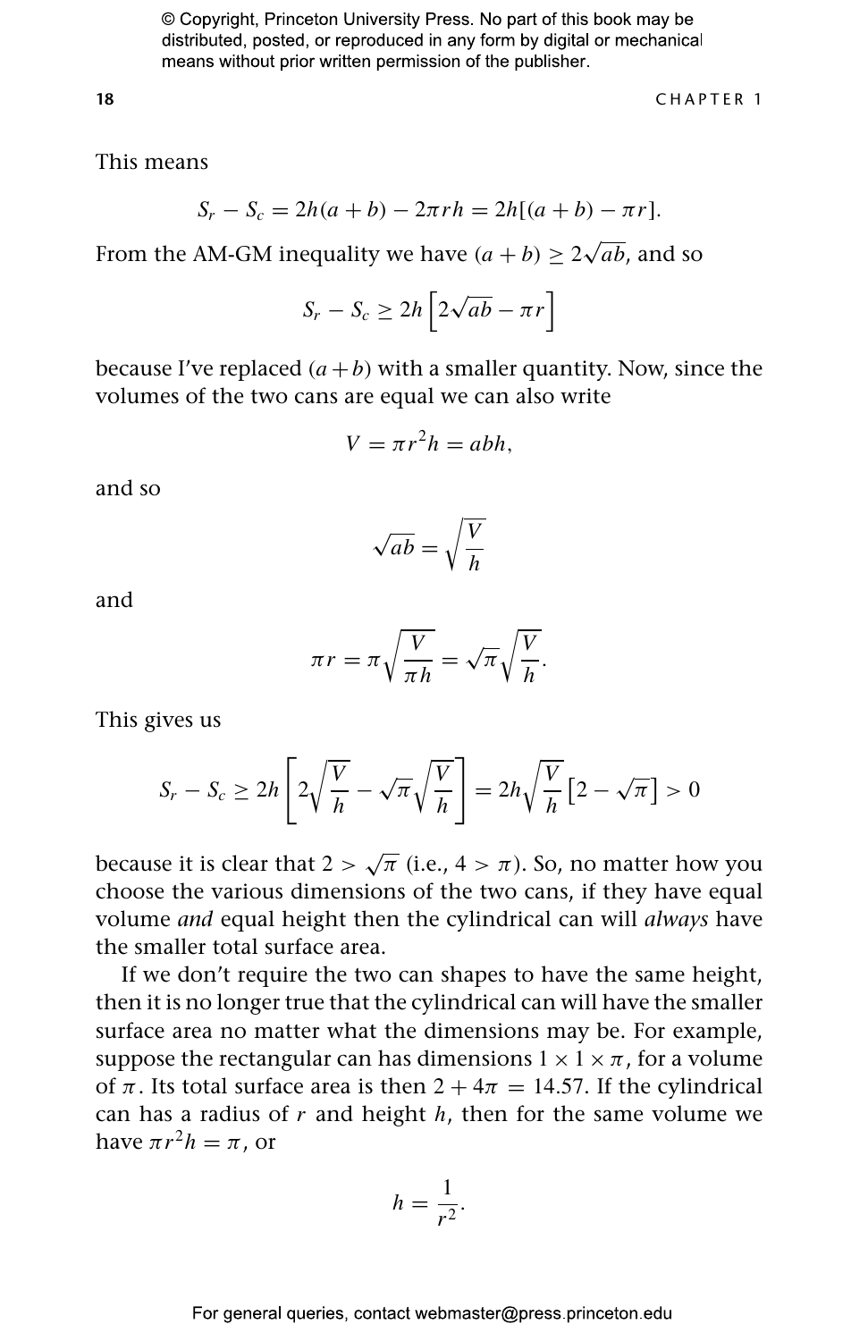This means

$$S_r - S_c = 2h(a+b) - 2\pi r h = 2h[(a+b) - \pi r].$$

From the AM-GM inequality we have $(a+b) \geq 2\sqrt{ab}$, and so

$$S_r - S_c \geq 2h\left[2\sqrt{ab} - \pi r\right]$$

because I've replaced $(a+b)$ with a smaller quantity. Now, since the volumes of the two cans are equal we can also write

$$V = \pi r^2 h = abh,$$

and so

$$\sqrt{ab} = \sqrt{\frac{V}{h}}$$

and

$$\pi r = \pi\sqrt{\frac{V}{\pi h}} = \sqrt{\pi}\sqrt{\frac{V}{h}}.$$

This gives us

$$S_r - S_c \geq 2h\left[2\sqrt{\frac{V}{h}} - \sqrt{\pi}\sqrt{\frac{V}{h}}\right] = 2h\sqrt{\frac{V}{h}}\left[2 - \sqrt{\pi}\right] > 0$$

because it is clear that $2 > \sqrt{\pi}$ (i.e., $4 > \pi$). So, no matter how you choose the various dimensions of the two cans, if they have equal volume *and* equal height then the cylindrical can will *always* have the smaller total surface area.

If we don't require the two can shapes to have the same height, then it is no longer true that the cylindrical can will have the smaller surface area no matter what the dimensions may be. For example, suppose the rectangular can has dimensions $1 \times 1 \times \pi$, for a volume of $\pi$. Its total surface area is then $2 + 4\pi = 14.57$. If the cylindrical can has a radius of $r$ and height $h$, then for the same volume we have $\pi r^2 h = \pi$, or

$$h = \frac{1}{r^2}.$$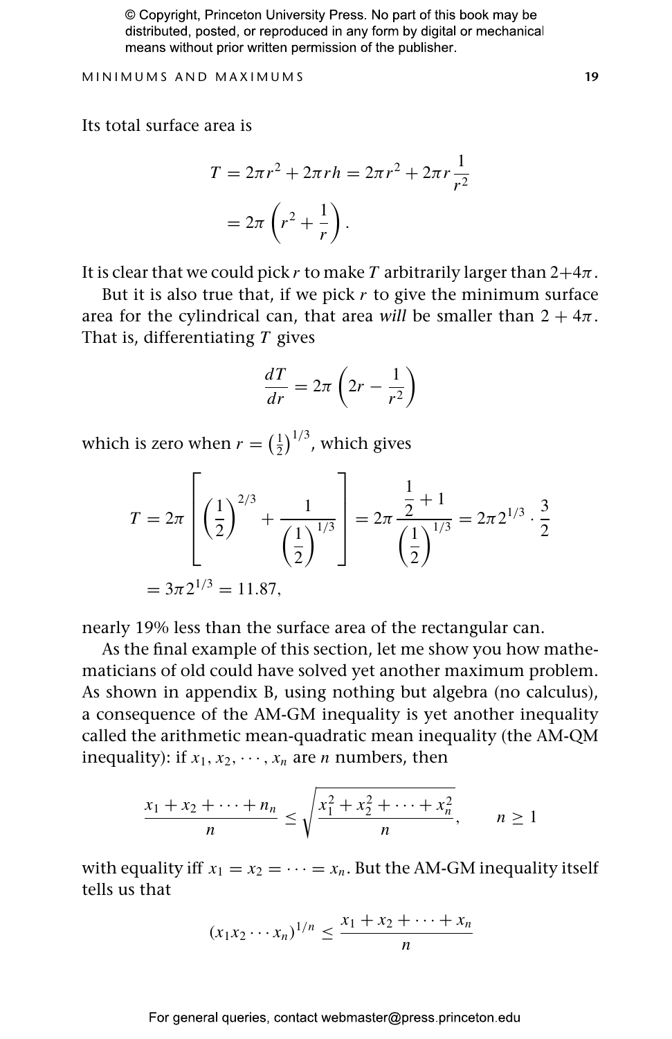Its total surface area is

$$T = 2\pi r^2 + 2\pi r h = 2\pi r^2 + 2\pi r \frac{1}{r^2}$$

$$= 2\pi \left( r^2 + \frac{1}{r} \right).$$

It is clear that we could pick $r$ to make $T$ arbitrarily larger than $2+4\pi$.

But it is also true that, if we pick $r$ to give the minimum surface area for the cylindrical can, that area *will* be smaller than $2 + 4\pi$. That is, differentiating $T$ gives

$$\frac{dT}{dr} = 2\pi \left( 2r - \frac{1}{r^2} \right)$$

which is zero when $r = \left(\frac{1}{2}\right)^{1/3}$, which gives

$$T = 2\pi \left[ \left(\frac{1}{2}\right)^{2/3} + \frac{1}{\left(\frac{1}{2}\right)^{1/3}} \right] = 2\pi \frac{\frac{1}{2} + 1}{\left(\frac{1}{2}\right)^{1/3}} = 2\pi 2^{1/3} \cdot \frac{3}{2}$$

$$= 3\pi 2^{1/3} = 11.87,$$

nearly 19% less than the surface area of the rectangular can.

As the final example of this section, let me show you how mathematicians of old could have solved yet another maximum problem. As shown in appendix B, using nothing but algebra (no calculus), a consequence of the AM-GM inequality is yet another inequality called the arithmetic mean-quadratic mean inequality (the AM-QM inequality): if $x_1, x_2, \cdots, x_n$ are $n$ numbers, then

$$\frac{x_1 + x_2 + \cdots + n_n}{n} \leq \sqrt{\frac{x_1^2 + x_2^2 + \cdots + x_n^2}{n}}, \qquad n \geq 1$$

with equality iff $x_1 = x_2 = \cdots = x_n$. But the AM-GM inequality itself tells us that

$$(x_1 x_2 \cdots x_n)^{1/n} \leq \frac{x_1 + x_2 + \cdots + x_n}{n}$$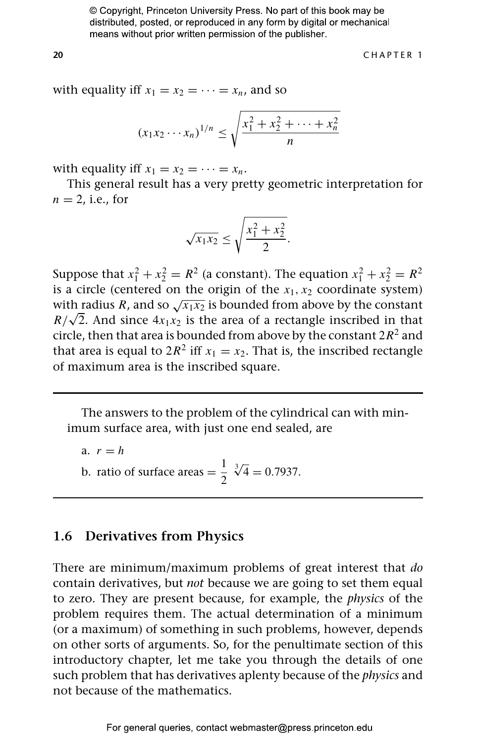with equality iff $x_1 = x_2 = \cdots = x_n$, and so

$$(x_1 x_2 \cdots x_n)^{1/n} \leq \sqrt{\frac{x_1^2 + x_2^2 + \cdots + x_n^2}{n}}$$

with equality iff $x_1 = x_2 = \cdots = x_n$.

This general result has a very pretty geometric interpretation for $n = 2$, i.e., for

$$\sqrt{x_1 x_2} \leq \sqrt{\frac{x_1^2 + x_2^2}{2}}.$$

Suppose that $x_1^2 + x_2^2 = R^2$ (a constant). The equation $x_1^2 + x_2^2 = R^2$ is a circle (centered on the origin of the $x_1, x_2$ coordinate system) with radius $R$, and so $\sqrt{x_1 x_2}$ is bounded from above by the constant $R/\sqrt{2}$. And since $4x_1x_2$ is the area of a rectangle inscribed in that circle, then that area is bounded from above by the constant $2R^2$ and that area is equal to $2R^2$ iff $x_1 = x_2$. That is, the inscribed rectangle of maximum area is the inscribed square.

---

The answers to the problem of the cylindrical can with minimum surface area, with just one end sealed, are

a. $r = h$

b. ratio of surface areas $= \dfrac{1}{2}\sqrt[3]{4} = 0.7937$.

---

## 1.6 Derivatives from Physics

There are minimum/maximum problems of great interest that *do* contain derivatives, but *not* because we are going to set them equal to zero. They are present because, for example, the *physics* of the problem requires them. The actual determination of a minimum (or a maximum) of something in such problems, however, depends on other sorts of arguments. So, for the penultimate section of this introductory chapter, let me take you through the details of one such problem that has derivatives aplenty because of the *physics* and not because of the mathematics.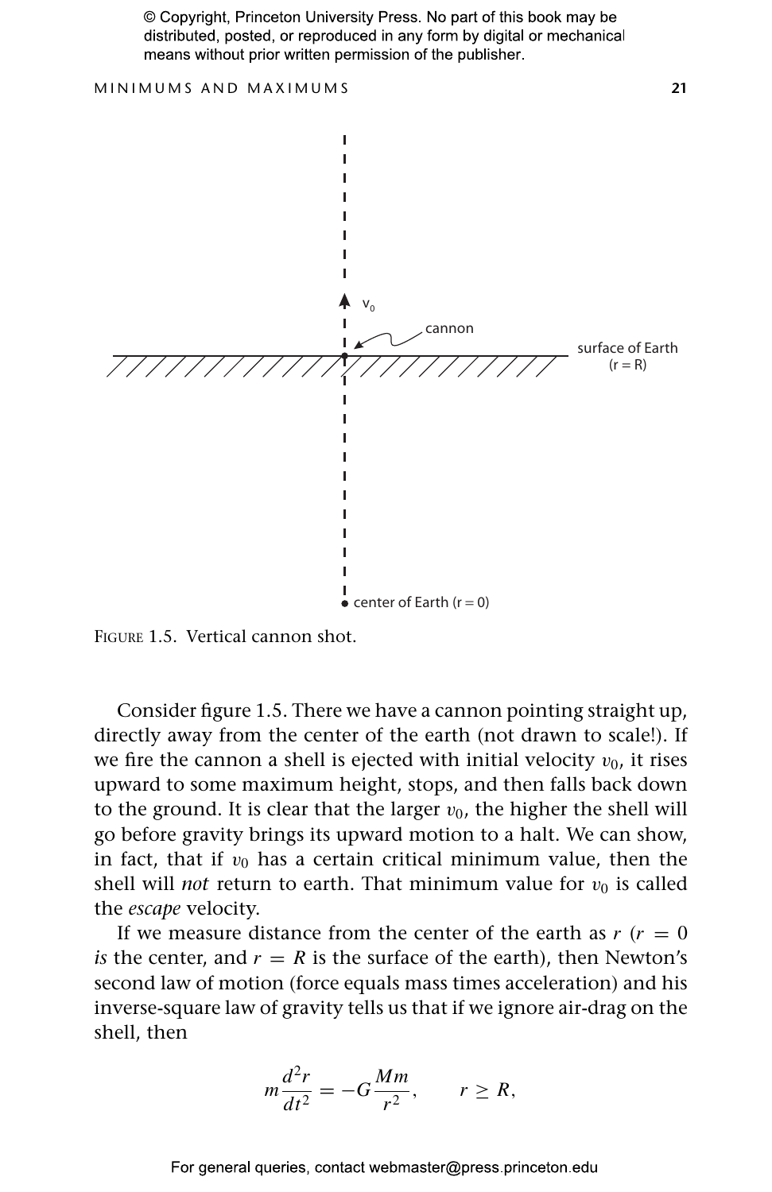FIGURE 1.5. Vertical cannon shot.

Consider figure 1.5. There we have a cannon pointing straight up, directly away from the center of the earth (not drawn to scale!). If we fire the cannon a shell is ejected with initial velocity $v_0$, it rises upward to some maximum height, stops, and then falls back down to the ground. It is clear that the larger $v_0$, the higher the shell will go before gravity brings its upward motion to a halt. We can show, in fact, that if $v_0$ has a certain critical minimum value, then the shell will *not* return to earth. That minimum value for $v_0$ is called the *escape* velocity.

If we measure distance from the center of the earth as $r$ ($r = 0$ *is* the center, and $r = R$ is the surface of the earth), then Newton's second law of motion (force equals mass times acceleration) and his inverse-square law of gravity tells us that if we ignore air-drag on the shell, then

$$m\frac{d^2r}{dt^2} = -G\frac{Mm}{r^2}, \qquad r \geq R,$$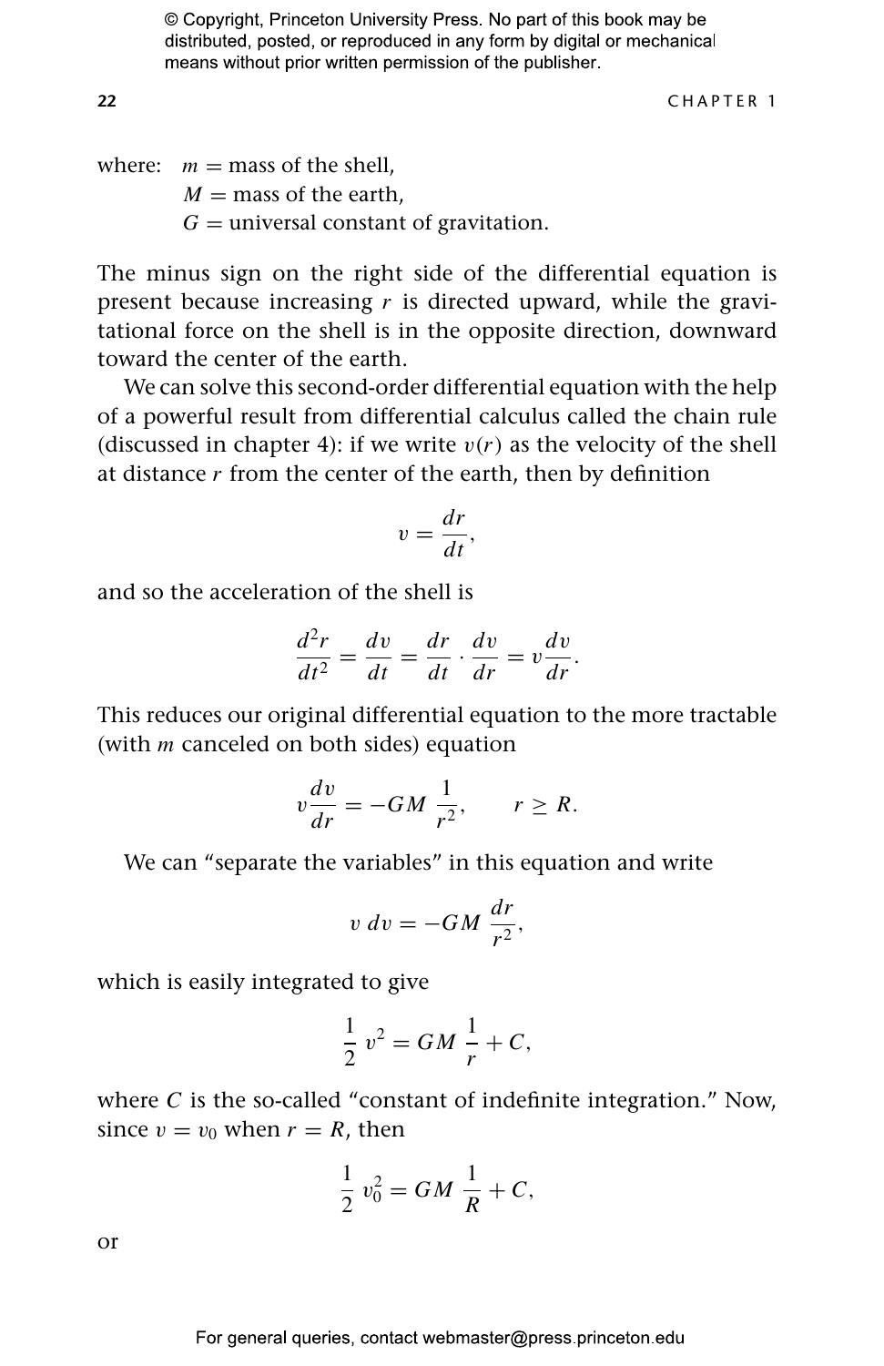where: $m$ = mass of the shell,
$M$ = mass of the earth,
$G$ = universal constant of gravitation.

The minus sign on the right side of the differential equation is present because increasing $r$ is directed upward, while the gravitational force on the shell is in the opposite direction, downward toward the center of the earth.

We can solve this second-order differential equation with the help of a powerful result from differential calculus called the chain rule (discussed in chapter 4): if we write $v(r)$ as the velocity of the shell at distance $r$ from the center of the earth, then by definition

$$v = \frac{dr}{dt},$$

and so the acceleration of the shell is

$$\frac{d^2r}{dt^2} = \frac{dv}{dt} = \frac{dr}{dt} \cdot \frac{dv}{dr} = v\frac{dv}{dr}.$$

This reduces our original differential equation to the more tractable (with $m$ canceled on both sides) equation

$$v\frac{dv}{dr} = -GM\,\frac{1}{r^2}, \qquad r \geq R.$$

We can "separate the variables" in this equation and write

$$v\,dv = -GM\,\frac{dr}{r^2},$$

which is easily integrated to give

$$\frac{1}{2}\,v^2 = GM\,\frac{1}{r} + C,$$

where $C$ is the so-called "constant of indefinite integration." Now, since $v = v_0$ when $r = R$, then

$$\frac{1}{2}\,v_0^2 = GM\,\frac{1}{R} + C,$$

or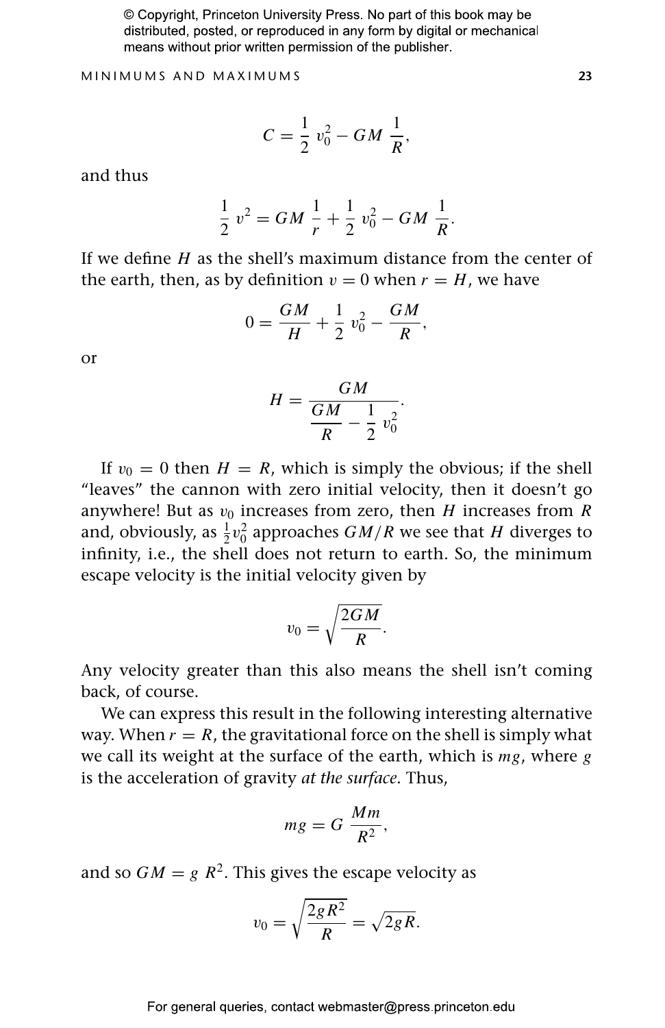$$C = \frac{1}{2}\, v_0^2 - GM\, \frac{1}{R},$$

and thus

$$\frac{1}{2}\, v^2 = GM\, \frac{1}{r} + \frac{1}{2}\, v_0^2 - GM\, \frac{1}{R}.$$

If we define $H$ as the shell's maximum distance from the center of the earth, then, as by definition $v = 0$ when $r = H$, we have

$$0 = \frac{GM}{H} + \frac{1}{2}\, v_0^2 - \frac{GM}{R},$$

or

$$H = \frac{GM}{\dfrac{GM}{R} - \dfrac{1}{2}\, v_0^2}.$$

If $v_0 = 0$ then $H = R$, which is simply the obvious; if the shell "leaves" the cannon with zero initial velocity, then it doesn't go anywhere! But as $v_0$ increases from zero, then $H$ increases from $R$ and, obviously, as $\frac{1}{2}v_0^2$ approaches $GM/R$ we see that $H$ diverges to infinity, i.e., the shell does not return to earth. So, the minimum escape velocity is the initial velocity given by

$$v_0 = \sqrt{\frac{2GM}{R}}.$$

Any velocity greater than this also means the shell isn't coming back, of course.

We can express this result in the following interesting alternative way. When $r = R$, the gravitational force on the shell is simply what we call its weight at the surface of the earth, which is $mg$, where $g$ is the acceleration of gravity *at the surface*. Thus,

$$mg = G\, \frac{Mm}{R^2},$$

and so $GM = g\, R^2$. This gives the escape velocity as

$$v_0 = \sqrt{\frac{2gR^2}{R}} = \sqrt{2gR}.$$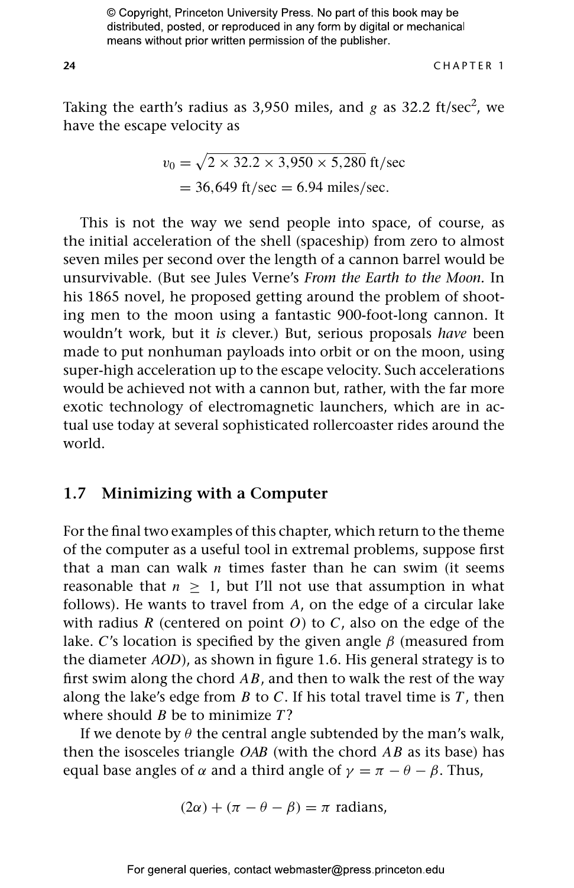Taking the earth's radius as 3,950 miles, and $g$ as 32.2 ft/sec$^2$, we have the escape velocity as

$$v_0 = \sqrt{2 \times 32.2 \times 3{,}950 \times 5{,}280} \text{ ft/sec}$$
$$= 36{,}649 \text{ ft/sec} = 6.94 \text{ miles/sec}.$$

This is not the way we send people into space, of course, as the initial acceleration of the shell (spaceship) from zero to almost seven miles per second over the length of a cannon barrel would be unsurvivable. (But see Jules Verne's *From the Earth to the Moon*. In his 1865 novel, he proposed getting around the problem of shooting men to the moon using a fantastic 900-foot-long cannon. It wouldn't work, but it *is* clever.) But, serious proposals *have* been made to put nonhuman payloads into orbit or on the moon, using super-high acceleration up to the escape velocity. Such accelerations would be achieved not with a cannon but, rather, with the far more exotic technology of electromagnetic launchers, which are in actual use today at several sophisticated rollercoaster rides around the world.

## 1.7 Minimizing with a Computer

For the final two examples of this chapter, which return to the theme of the computer as a useful tool in extremal problems, suppose first that a man can walk $n$ times faster than he can swim (it seems reasonable that $n \geq 1$, but I'll not use that assumption in what follows). He wants to travel from $A$, on the edge of a circular lake with radius $R$ (centered on point $O$) to $C$, also on the edge of the lake. $C$'s location is specified by the given angle $\beta$ (measured from the diameter $AOD$), as shown in figure 1.6. His general strategy is to first swim along the chord $AB$, and then to walk the rest of the way along the lake's edge from $B$ to $C$. If his total travel time is $T$, then where should $B$ be to minimize $T$?

If we denote by $\theta$ the central angle subtended by the man's walk, then the isosceles triangle $OAB$ (with the chord $AB$ as its base) has equal base angles of $\alpha$ and a third angle of $\gamma = \pi - \theta - \beta$. Thus,

$$(2\alpha) + (\pi - \theta - \beta) = \pi \text{ radians},$$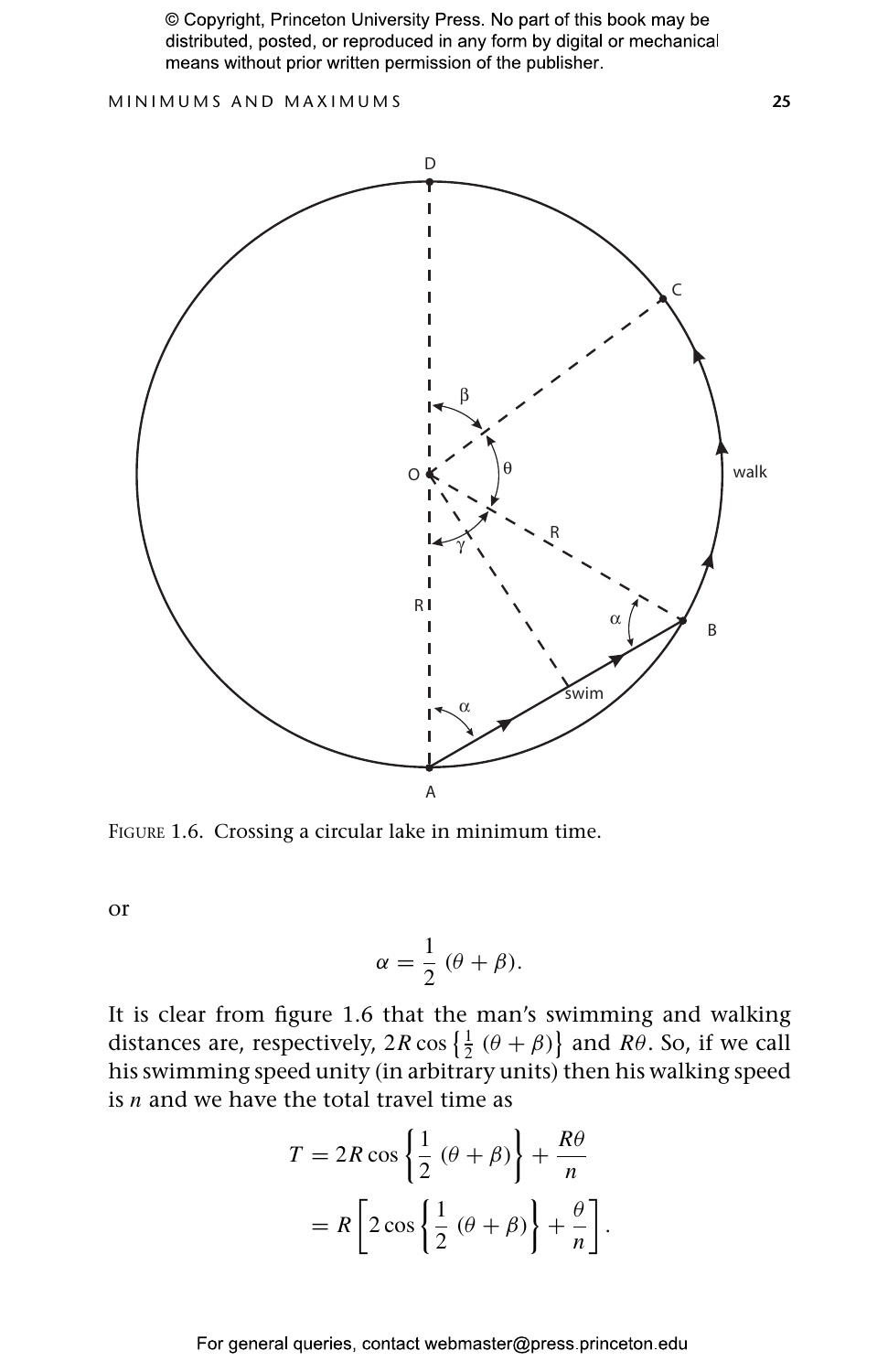FIGURE 1.6. Crossing a circular lake in minimum time.

or

$$\alpha = \frac{1}{2}(\theta + \beta).$$

It is clear from figure 1.6 that the man's swimming and walking distances are, respectively, $2R\cos\left\{\frac{1}{2}(\theta+\beta)\right\}$ and $R\theta$. So, if we call his swimming speed unity (in arbitrary units) then his walking speed is $n$ and we have the total travel time as

$$T = 2R\cos\left\{\frac{1}{2}(\theta+\beta)\right\} + \frac{R\theta}{n}$$

$$= R\left[2\cos\left\{\frac{1}{2}(\theta+\beta)\right\} + \frac{\theta}{n}\right].$$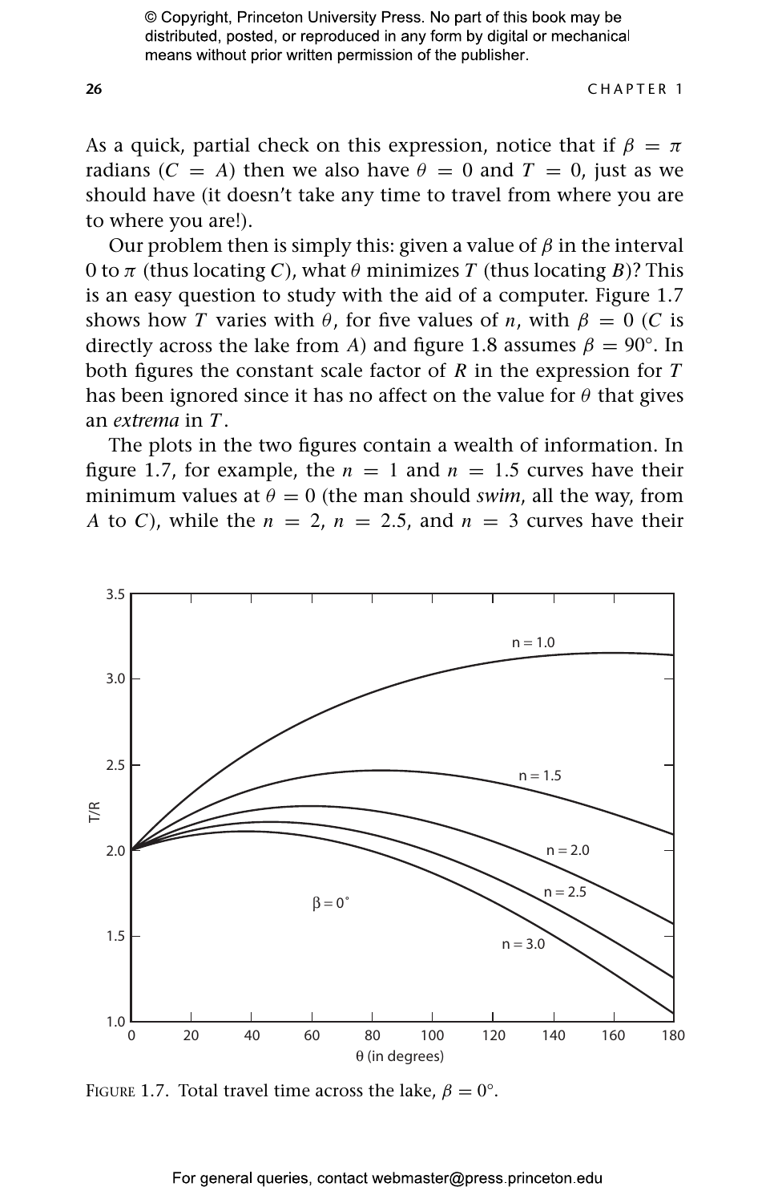As a quick, partial check on this expression, notice that if $\beta = \pi$ radians ($C = A$) then we also have $\theta = 0$ and $T = 0$, just as we should have (it doesn't take any time to travel from where you are to where you are!).

Our problem then is simply this: given a value of $\beta$ in the interval 0 to $\pi$ (thus locating $C$), what $\theta$ minimizes $T$ (thus locating $B$)? This is an easy question to study with the aid of a computer. Figure 1.7 shows how $T$ varies with $\theta$, for five values of $n$, with $\beta = 0$ ($C$ is directly across the lake from $A$) and figure 1.8 assumes $\beta = 90°$. In both figures the constant scale factor of $R$ in the expression for $T$ has been ignored since it has no affect on the value for $\theta$ that gives an *extrema* in $T$.

The plots in the two figures contain a wealth of information. In figure 1.7, for example, the $n = 1$ and $n = 1.5$ curves have their minimum values at $\theta = 0$ (the man should *swim*, all the way, from $A$ to $C$), while the $n = 2$, $n = 2.5$, and $n = 3$ curves have their

FIGURE 1.7. Total travel time across the lake, $\beta = 0°$.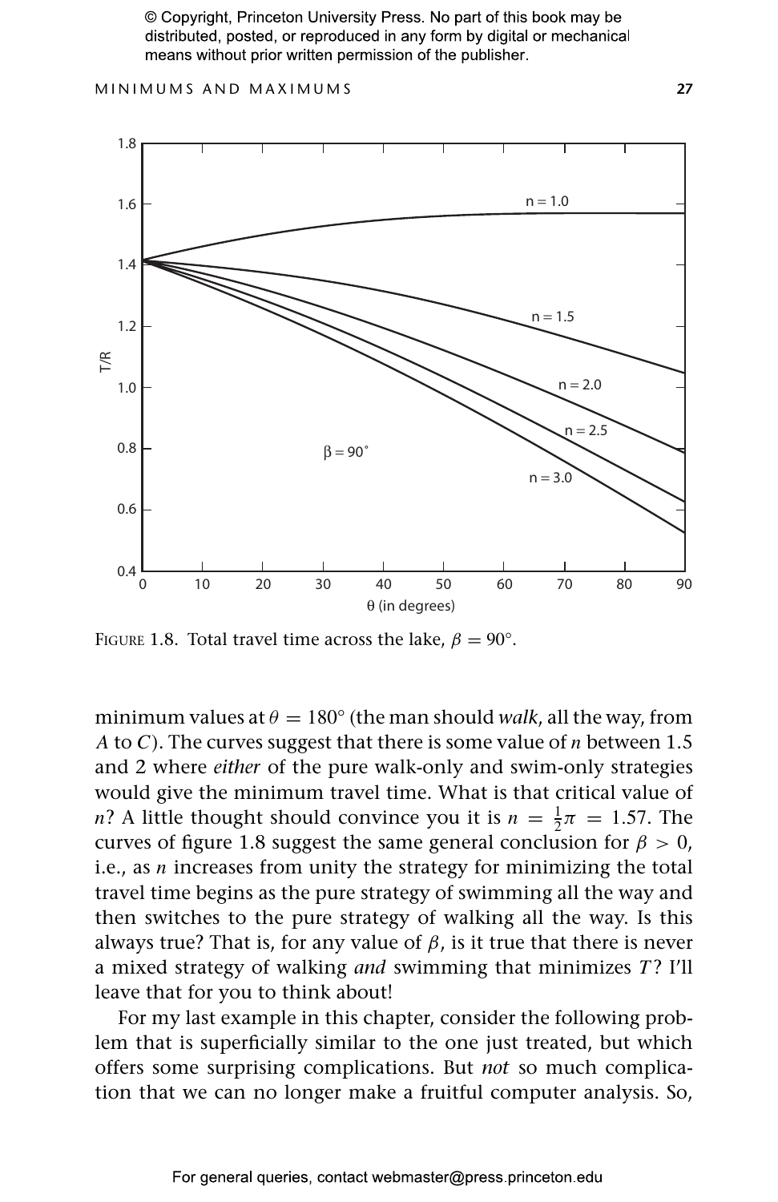FIGURE 1.8. Total travel time across the lake, $\beta = 90°$.

minimum values at $\theta = 180°$ (the man should *walk*, all the way, from $A$ to $C$). The curves suggest that there is some value of $n$ between 1.5 and 2 where *either* of the pure walk-only and swim-only strategies would give the minimum travel time. What is that critical value of $n$? A little thought should convince you it is $n = \frac{1}{2}\pi = 1.57$. The curves of figure 1.8 suggest the same general conclusion for $\beta > 0$, i.e., as $n$ increases from unity the strategy for minimizing the total travel time begins as the pure strategy of swimming all the way and then switches to the pure strategy of walking all the way. Is this always true? That is, for any value of $\beta$, is it true that there is never a mixed strategy of walking *and* swimming that minimizes $T$? I'll leave that for you to think about!

For my last example in this chapter, consider the following problem that is superficially similar to the one just treated, but which offers some surprising complications. But *not* so much complication that we can no longer make a fruitful computer analysis. So,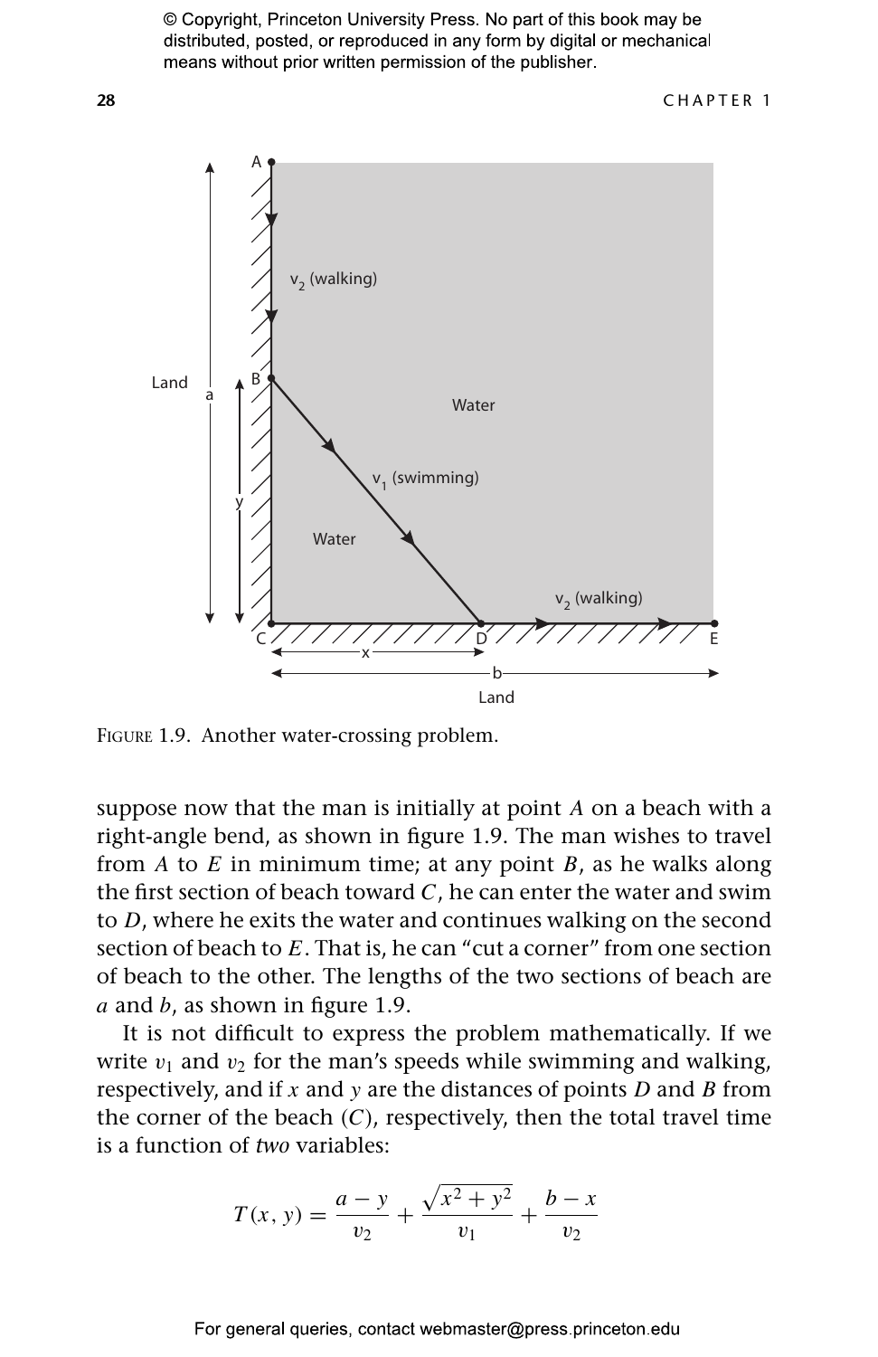FIGURE 1.9. Another water-crossing problem.

suppose now that the man is initially at point $A$ on a beach with a right-angle bend, as shown in figure 1.9. The man wishes to travel from $A$ to $E$ in minimum time; at any point $B$, as he walks along the first section of beach toward $C$, he can enter the water and swim to $D$, where he exits the water and continues walking on the second section of beach to $E$. That is, he can "cut a corner" from one section of beach to the other. The lengths of the two sections of beach are $a$ and $b$, as shown in figure 1.9.

It is not difficult to express the problem mathematically. If we write $v_1$ and $v_2$ for the man's speeds while swimming and walking, respectively, and if $x$ and $y$ are the distances of points $D$ and $B$ from the corner of the beach ($C$), respectively, then the total travel time is a function of *two* variables:

$$T(x, y) = \frac{a - y}{v_2} + \frac{\sqrt{x^2 + y^2}}{v_1} + \frac{b - x}{v_2}$$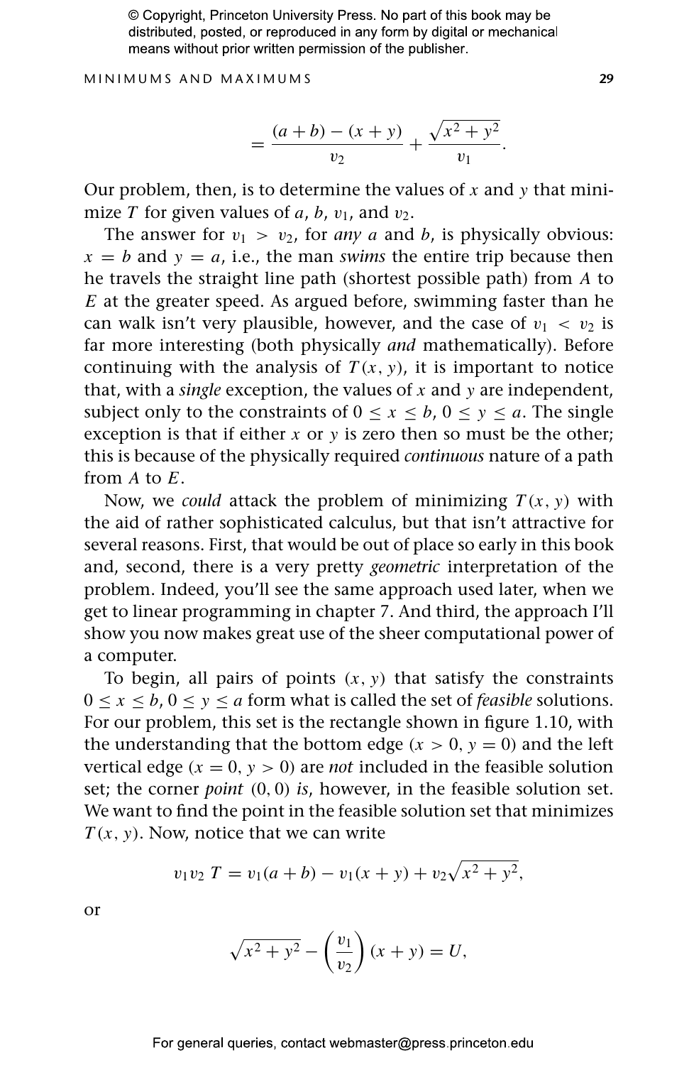$$= \frac{(a+b)-(x+y)}{v_2} + \frac{\sqrt{x^2+y^2}}{v_1}.$$

Our problem, then, is to determine the values of $x$ and $y$ that minimize $T$ for given values of $a$, $b$, $v_1$, and $v_2$.

The answer for $v_1 > v_2$, for *any* $a$ and $b$, is physically obvious: $x = b$ and $y = a$, i.e., the man *swims* the entire trip because then he travels the straight line path (shortest possible path) from $A$ to $E$ at the greater speed. As argued before, swimming faster than he can walk isn't very plausible, however, and the case of $v_1 < v_2$ is far more interesting (both physically *and* mathematically). Before continuing with the analysis of $T(x, y)$, it is important to notice that, with a *single* exception, the values of $x$ and $y$ are independent, subject only to the constraints of $0 \leq x \leq b$, $0 \leq y \leq a$. The single exception is that if either $x$ or $y$ is zero then so must be the other; this is because of the physically required *continuous* nature of a path from $A$ to $E$.

Now, we *could* attack the problem of minimizing $T(x, y)$ with the aid of rather sophisticated calculus, but that isn't attractive for several reasons. First, that would be out of place so early in this book and, second, there is a very pretty *geometric* interpretation of the problem. Indeed, you'll see the same approach used later, when we get to linear programming in chapter 7. And third, the approach I'll show you now makes great use of the sheer computational power of a computer.

To begin, all pairs of points $(x, y)$ that satisfy the constraints $0 \leq x \leq b$, $0 \leq y \leq a$ form what is called the set of *feasible* solutions. For our problem, this set is the rectangle shown in figure 1.10, with the understanding that the bottom edge ($x > 0$, $y = 0$) and the left vertical edge ($x = 0$, $y > 0$) are *not* included in the feasible solution set; the corner *point* $(0, 0)$ *is*, however, in the feasible solution set. We want to find the point in the feasible solution set that minimizes $T(x, y)$. Now, notice that we can write

$$v_1 v_2\, T = v_1(a+b) - v_1(x+y) + v_2\sqrt{x^2+y^2},$$

or

$$\sqrt{x^2+y^2} - \left(\frac{v_1}{v_2}\right)(x+y) = U,$$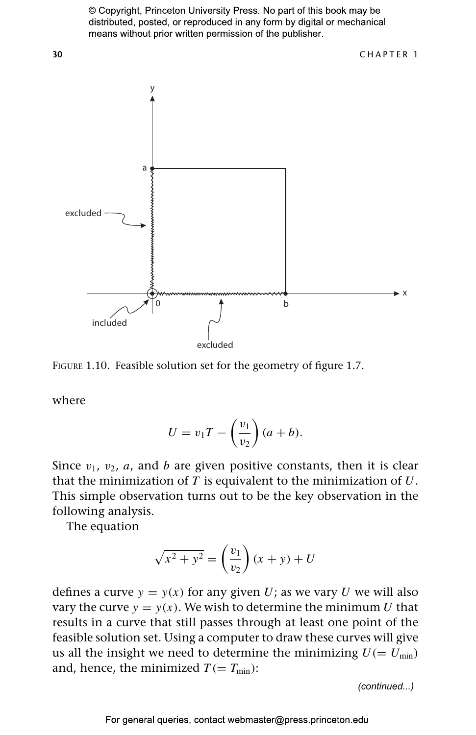FIGURE 1.10. Feasible solution set for the geometry of figure 1.7.

where

$$U = v_1 T - \left(\frac{v_1}{v_2}\right)(a + b).$$

Since $v_1$, $v_2$, $a$, and $b$ are given positive constants, then it is clear that the minimization of $T$ is equivalent to the minimization of $U$. This simple observation turns out to be the key observation in the following analysis.

The equation

$$\sqrt{x^2 + y^2} = \left(\frac{v_1}{v_2}\right)(x + y) + U$$

defines a curve $y = y(x)$ for any given $U$; as we vary $U$ we will also vary the curve $y = y(x)$. We wish to determine the minimum $U$ that results in a curve that still passes through at least one point of the feasible solution set. Using a computer to draw these curves will give us all the insight we need to determine the minimizing $U(= U_{\min})$ and, hence, the minimized $T(= T_{\min})$:

*(continued...)*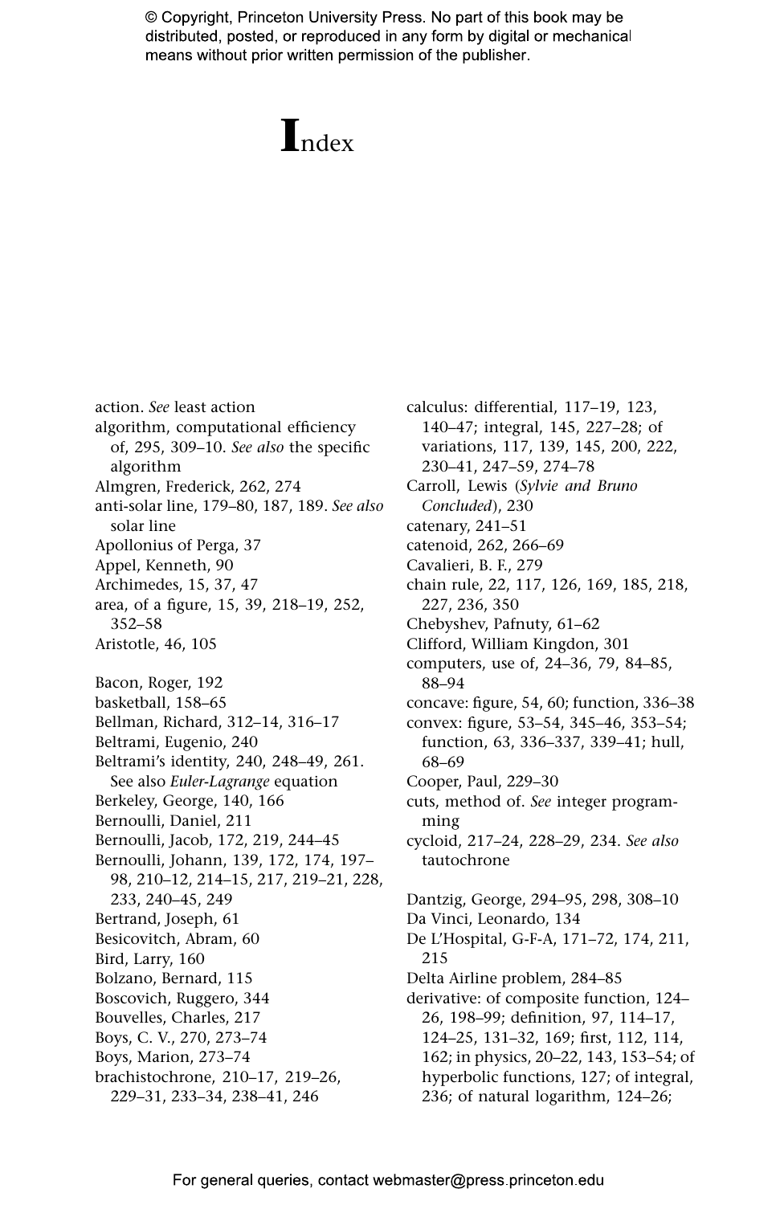# Index

action. *See* least action
algorithm, computational efficiency of, 295, 309–10. *See also* the specific algorithm
Almgren, Frederick, 262, 274
anti-solar line, 179–80, 187, 189. *See also* solar line
Apollonius of Perga, 37
Appel, Kenneth, 90
Archimedes, 15, 37, 47
area, of a figure, 15, 39, 218–19, 252, 352–58
Aristotle, 46, 105

Bacon, Roger, 192
basketball, 158–65
Bellman, Richard, 312–14, 316–17
Beltrami, Eugenio, 240
Beltrami's identity, 240, 248–49, 261. See also *Euler-Lagrange* equation
Berkeley, George, 140, 166
Bernoulli, Daniel, 211
Bernoulli, Jacob, 172, 219, 244–45
Bernoulli, Johann, 139, 172, 174, 197–98, 210–12, 214–15, 217, 219–21, 228, 233, 240–45, 249
Bertrand, Joseph, 61
Besicovitch, Abram, 60
Bird, Larry, 160
Bolzano, Bernard, 115
Boscovich, Ruggero, 344
Bouvelles, Charles, 217
Boys, C. V., 270, 273–74
Boys, Marion, 273–74
brachistochrone, 210–17, 219–26, 229–31, 233–34, 238–41, 246

calculus: differential, 117–19, 123, 140–47; integral, 145, 227–28; of variations, 117, 139, 145, 200, 222, 230–41, 247–59, 274–78
Carroll, Lewis (*Sylvie and Bruno Concluded*), 230
catenary, 241–51
catenoid, 262, 266–69
Cavalieri, B. F., 279
chain rule, 22, 117, 126, 169, 185, 218, 227, 236, 350
Chebyshev, Pafnuty, 61–62
Clifford, William Kingdon, 301
computers, use of, 24–36, 79, 84–85, 88–94
concave: figure, 54, 60; function, 336–38
convex: figure, 53–54, 345–46, 353–54; function, 63, 336–337, 339–41; hull, 68–69
Cooper, Paul, 229–30
cuts, method of. *See* integer programming
cycloid, 217–24, 228–29, 234. *See also* tautochrone

Dantzig, George, 294–95, 298, 308–10
Da Vinci, Leonardo, 134
De L'Hospital, G-F-A, 171–72, 174, 211, 215
Delta Airline problem, 284–85
derivative: of composite function, 124–26, 198–99; definition, 97, 114–17, 124–25, 131–32, 169; first, 112, 114, 162; in physics, 20–22, 143, 153–54; of hyperbolic functions, 127; of integral, 236; of natural logarithm, 124–26;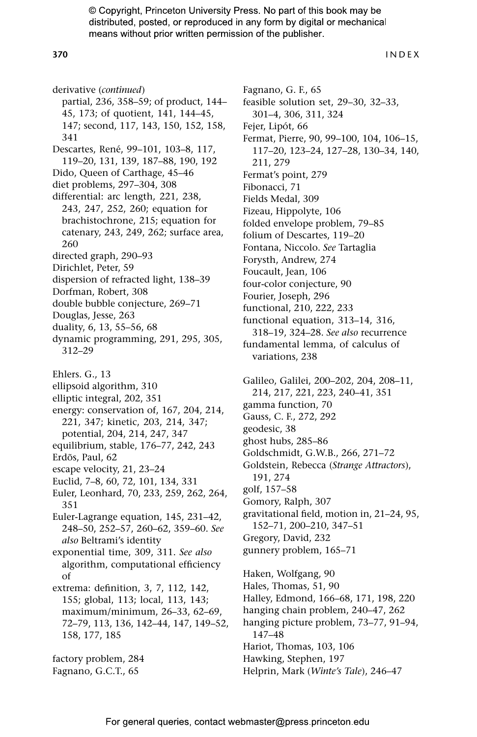derivative (*continued*)
  partial, 236, 358–59; of product, 144–45, 173; of quotient, 141, 144–45, 147; second, 117, 143, 150, 152, 158, 341
Descartes, René, 99–101, 103–8, 117, 119–20, 131, 139, 187–88, 190, 192
Dido, Queen of Carthage, 45–46
diet problems, 297–304, 308
differential: arc length, 221, 238, 243, 247, 252, 260; equation for brachistochrone, 215; equation for catenary, 243, 249, 262; surface area, 260
directed graph, 290–93
Dirichlet, Peter, 59
dispersion of refracted light, 138–39
Dorfman, Robert, 308
double bubble conjecture, 269–71
Douglas, Jesse, 263
duality, 6, 13, 55–56, 68
dynamic programming, 291, 295, 305, 312–29

Ehlers. G., 13
ellipsoid algorithm, 310
elliptic integral, 202, 351
energy: conservation of, 167, 204, 214, 221, 347; kinetic, 203, 214, 347; potential, 204, 214, 247, 347
equilibrium, stable, 176–77, 242, 243
Erdõs, Paul, 62
escape velocity, 21, 23–24
Euclid, 7–8, 60, 72, 101, 134, 331
Euler, Leonhard, 70, 233, 259, 262, 264, 351
Euler-Lagrange equation, 145, 231–42, 248–50, 252–57, 260–62, 359–60. *See also* Beltrami's identity
exponential time, 309, 311. *See also* algorithm, computational efficiency of
extrema: definition, 3, 7, 112, 142, 155; global, 113; local, 113, 143; maximum/minimum, 26–33, 62–69, 72–79, 113, 136, 142–44, 147, 149–52, 158, 177, 185

factory problem, 284
Fagnano, G.C.T., 65
Fagnano, G. F., 65
feasible solution set, 29–30, 32–33, 301–4, 306, 311, 324
Fejer, Lipót, 66
Fermat, Pierre, 90, 99–100, 104, 106–15, 117–20, 123–24, 127–28, 130–34, 140, 211, 279
Fermat's point, 279
Fibonacci, 71
Fields Medal, 309
Fizeau, Hippolyte, 106
folded envelope problem, 79–85
folium of Descartes, 119–20
Fontana, Niccolo. *See* Tartaglia
Forysth, Andrew, 274
Foucault, Jean, 106
four-color conjecture, 90
Fourier, Joseph, 296
functional, 210, 222, 233
functional equation, 313–14, 316, 318–19, 324–28. *See also* recurrence
fundamental lemma, of calculus of variations, 238

Galileo, Galilei, 200–202, 204, 208–11, 214, 217, 221, 223, 240–41, 351
gamma function, 70
Gauss, C. F., 272, 292
geodesic, 38
ghost hubs, 285–86
Goldschmidt, G.W.B., 266, 271–72
Goldstein, Rebecca (*Strange Attractors*), 191, 274
golf, 157–58
Gomory, Ralph, 307
gravitational field, motion in, 21–24, 95, 152–71, 200–210, 347–51
Gregory, David, 232
gunnery problem, 165–71

Haken, Wolfgang, 90
Hales, Thomas, 51, 90
Halley, Edmond, 166–68, 171, 198, 220
hanging chain problem, 240–47, 262
hanging picture problem, 73–77, 91–94, 147–48
Hariot, Thomas, 103, 106
Hawking, Stephen, 197
Helprin, Mark (*Winte's Tale*), 246–47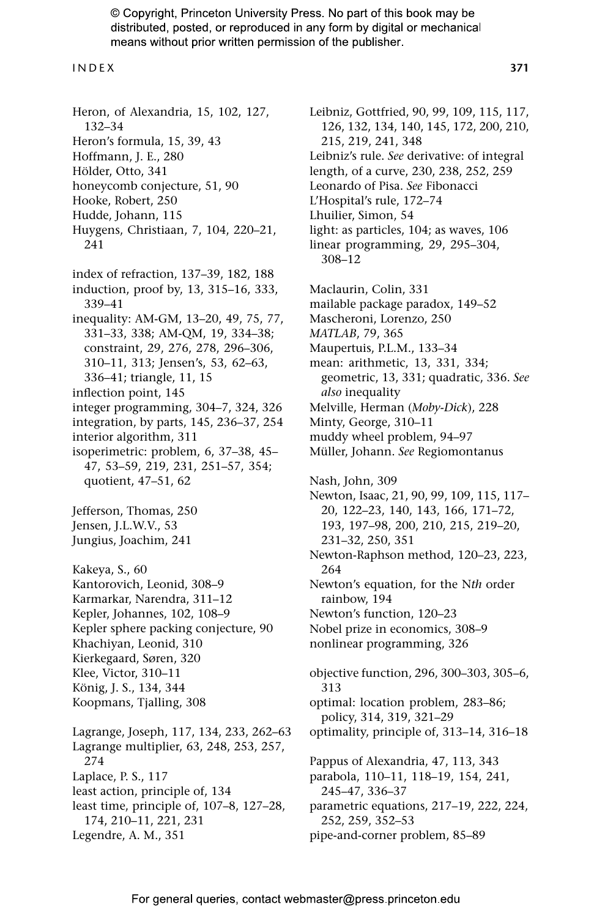© Copyright, Princeton University Press. No part of this book may be distributed, posted, or reproduced in any form by digital or mechanical means without prior written permission of the publisher.

Heron, of Alexandria, 15, 102, 127, 132–34
Heron's formula, 15, 39, 43
Hoffmann, J. E., 280
Hölder, Otto, 341
honeycomb conjecture, 51, 90
Hooke, Robert, 250
Hudde, Johann, 115
Huygens, Christiaan, 7, 104, 220–21, 241

index of refraction, 137–39, 182, 188
induction, proof by, 13, 315–16, 333, 339–41
inequality: AM-GM, 13–20, 49, 75, 77, 331–33, 338; AM-QM, 19, 334–38; constraint, 29, 276, 278, 296–306, 310–11, 313; Jensen's, 53, 62–63, 336–41; triangle, 11, 15
inflection point, 145
integer programming, 304–7, 324, 326
integration, by parts, 145, 236–37, 254
interior algorithm, 311
isoperimetric: problem, 6, 37–38, 45–47, 53–59, 219, 231, 251–57, 354; quotient, 47–51, 62

Jefferson, Thomas, 250
Jensen, J.L.W.V., 53
Jungius, Joachim, 241

Kakeya, S., 60
Kantorovich, Leonid, 308–9
Karmarkar, Narendra, 311–12
Kepler, Johannes, 102, 108–9
Kepler sphere packing conjecture, 90
Khachiyan, Leonid, 310
Kierkegaard, Søren, 320
Klee, Victor, 310–11
König, J. S., 134, 344
Koopmans, Tjalling, 308

Lagrange, Joseph, 117, 134, 233, 262–63
Lagrange multiplier, 63, 248, 253, 257, 274
Laplace, P. S., 117
least action, principle of, 134
least time, principle of, 107–8, 127–28, 174, 210–11, 221, 231
Legendre, A. M., 351
Leibniz, Gottfried, 90, 99, 109, 115, 117, 126, 132, 134, 140, 145, 172, 200, 210, 215, 219, 241, 348
Leibniz's rule. *See* derivative: of integral
length, of a curve, 230, 238, 252, 259
Leonardo of Pisa. *See* Fibonacci
L'Hospital's rule, 172–74
Lhuilier, Simon, 54
light: as particles, 104; as waves, 106
linear programming, 29, 295–304, 308–12

Maclaurin, Colin, 331
mailable package paradox, 149–52
Mascheroni, Lorenzo, 250
*MATLAB*, 79, 365
Maupertuis, P.L.M., 133–34
mean: arithmetic, 13, 331, 334; geometric, 13, 331; quadratic, 336. *See also* inequality
Melville, Herman (*Moby-Dick*), 228
Minty, George, 310–11
muddy wheel problem, 94–97
Müller, Johann. *See* Regiomontanus

Nash, John, 309
Newton, Isaac, 21, 90, 99, 109, 115, 117–20, 122–23, 140, 143, 166, 171–72, 193, 197–98, 200, 210, 215, 219–20, 231–32, 250, 351
Newton-Raphson method, 120–23, 223, 264
Newton's equation, for the N*th* order rainbow, 194
Newton's function, 120–23
Nobel prize in economics, 308–9
nonlinear programming, 326

objective function, 296, 300–303, 305–6, 313
optimal: location problem, 283–86; policy, 314, 319, 321–29
optimality, principle of, 313–14, 316–18

Pappus of Alexandria, 47, 113, 343
parabola, 110–11, 118–19, 154, 241, 245–47, 336–37
parametric equations, 217–19, 222, 224, 252, 259, 352–53
pipe-and-corner problem, 85–89

For general queries, contact webmaster@press.princeton.edu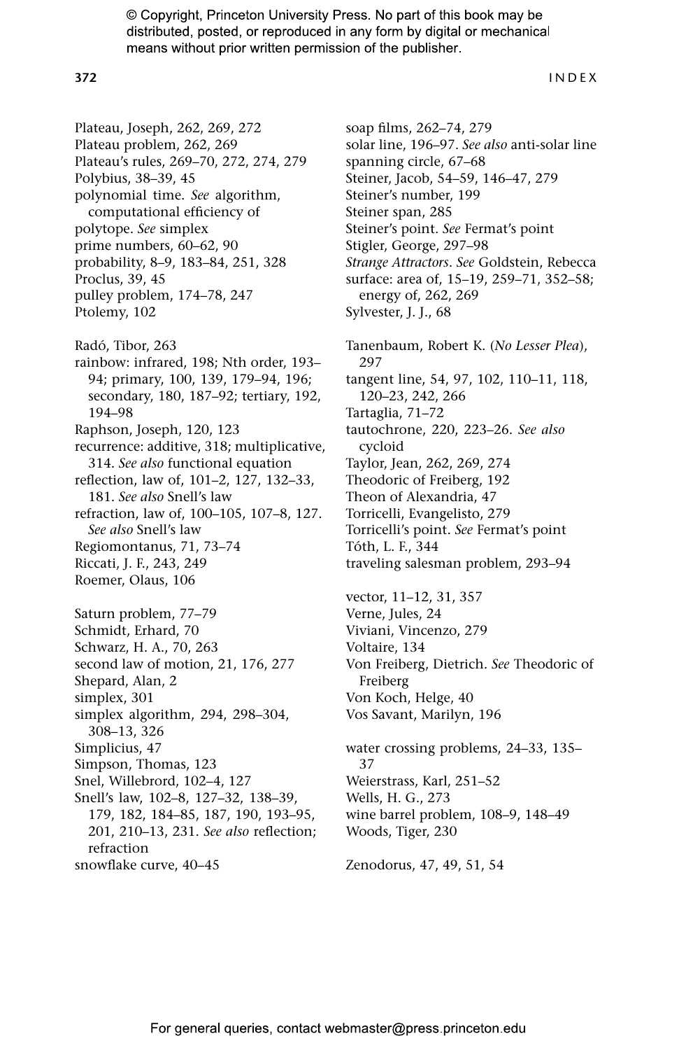Plateau, Joseph, 262, 269, 272
Plateau problem, 262, 269
Plateau's rules, 269–70, 272, 274, 279
Polybius, 38–39, 45
polynomial time. *See* algorithm, computational efficiency of
polytope. *See* simplex
prime numbers, 60–62, 90
probability, 8–9, 183–84, 251, 328
Proclus, 39, 45
pulley problem, 174–78, 247
Ptolemy, 102

Radó, Tibor, 263
rainbow: infrared, 198; Nth order, 193–94; primary, 100, 139, 179–94, 196; secondary, 180, 187–92; tertiary, 192, 194–98
Raphson, Joseph, 120, 123
recurrence: additive, 318; multiplicative, 314. *See also* functional equation
reflection, law of, 101–2, 127, 132–33, 181. *See also* Snell's law
refraction, law of, 100–105, 107–8, 127. *See also* Snell's law
Regiomontanus, 71, 73–74
Riccati, J. F., 243, 249
Roemer, Olaus, 106

Saturn problem, 77–79
Schmidt, Erhard, 70
Schwarz, H. A., 70, 263
second law of motion, 21, 176, 277
Shepard, Alan, 2
simplex, 301
simplex algorithm, 294, 298–304, 308–13, 326
Simplicius, 47
Simpson, Thomas, 123
Snel, Willebrord, 102–4, 127
Snell's law, 102–8, 127–32, 138–39, 179, 182, 184–85, 187, 190, 193–95, 201, 210–13, 231. *See also* reflection; refraction
snowflake curve, 40–45

soap films, 262–74, 279
solar line, 196–97. *See also* anti-solar line
spanning circle, 67–68
Steiner, Jacob, 54–59, 146–47, 279
Steiner's number, 199
Steiner span, 285
Steiner's point. *See* Fermat's point
Stigler, George, 297–98
*Strange Attractors*. *See* Goldstein, Rebecca
surface: area of, 15–19, 259–71, 352–58; energy of, 262, 269
Sylvester, J. J., 68

Tanenbaum, Robert K. (*No Lesser Plea*), 297
tangent line, 54, 97, 102, 110–11, 118, 120–23, 242, 266
Tartaglia, 71–72
tautochrone, 220, 223–26. *See also* cycloid
Taylor, Jean, 262, 269, 274
Theodoric of Freiberg, 192
Theon of Alexandria, 47
Torricelli, Evangelisto, 279
Torricelli's point. *See* Fermat's point
Tóth, L. F., 344
traveling salesman problem, 293–94

vector, 11–12, 31, 357
Verne, Jules, 24
Viviani, Vincenzo, 279
Voltaire, 134
Von Freiberg, Dietrich. *See* Theodoric of Freiberg
Von Koch, Helge, 40
Vos Savant, Marilyn, 196

water crossing problems, 24–33, 135–37
Weierstrass, Karl, 251–52
Wells, H. G., 273
wine barrel problem, 108–9, 148–49
Woods, Tiger, 230

Zenodorus, 47, 49, 51, 54